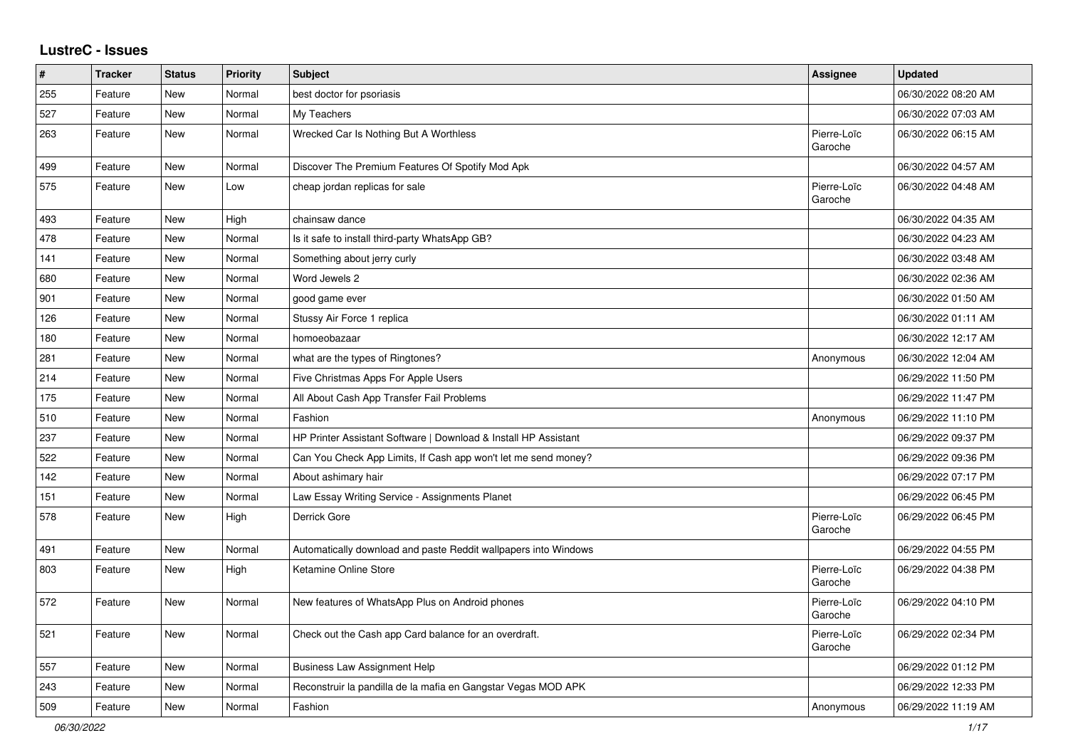## LustreC - Issues

| # | Tracker | Status | Priority | Subject | Assignee | Updated |
|---|---|---|---|---|---|---|
| 255 | Feature | New | Normal | best doctor for psoriasis | | 06/30/2022 08:20 AM |
| 527 | Feature | New | Normal | My Teachers | | 06/30/2022 07:03 AM |
| 263 | Feature | New | Normal | Wrecked Car Is Nothing But A Worthless | Pierre-Loïc Garoche | 06/30/2022 06:15 AM |
| 499 | Feature | New | Normal | Discover The Premium Features Of Spotify Mod Apk | | 06/30/2022 04:57 AM |
| 575 | Feature | New | Low | cheap jordan replicas for sale | Pierre-Loïc Garoche | 06/30/2022 04:48 AM |
| 493 | Feature | New | High | chainsaw dance | | 06/30/2022 04:35 AM |
| 478 | Feature | New | Normal | Is it safe to install third-party WhatsApp GB? | | 06/30/2022 04:23 AM |
| 141 | Feature | New | Normal | Something about jerry curly | | 06/30/2022 03:48 AM |
| 680 | Feature | New | Normal | Word Jewels 2 | | 06/30/2022 02:36 AM |
| 901 | Feature | New | Normal | good game ever | | 06/30/2022 01:50 AM |
| 126 | Feature | New | Normal | Stussy Air Force 1 replica | | 06/30/2022 01:11 AM |
| 180 | Feature | New | Normal | homoeobazaar | | 06/30/2022 12:17 AM |
| 281 | Feature | New | Normal | what are the types of Ringtones? | Anonymous | 06/30/2022 12:04 AM |
| 214 | Feature | New | Normal | Five Christmas Apps For Apple Users | | 06/29/2022 11:50 PM |
| 175 | Feature | New | Normal | All About Cash App Transfer Fail Problems | | 06/29/2022 11:47 PM |
| 510 | Feature | New | Normal | Fashion | Anonymous | 06/29/2022 11:10 PM |
| 237 | Feature | New | Normal | HP Printer Assistant Software \| Download & Install HP Assistant | | 06/29/2022 09:37 PM |
| 522 | Feature | New | Normal | Can You Check App Limits, If Cash app won't let me send money? | | 06/29/2022 09:36 PM |
| 142 | Feature | New | Normal | About ashimary hair | | 06/29/2022 07:17 PM |
| 151 | Feature | New | Normal | Law Essay Writing Service - Assignments Planet | | 06/29/2022 06:45 PM |
| 578 | Feature | New | High | Derrick Gore | Pierre-Loïc Garoche | 06/29/2022 06:45 PM |
| 491 | Feature | New | Normal | Automatically download and paste Reddit wallpapers into Windows | | 06/29/2022 04:55 PM |
| 803 | Feature | New | High | Ketamine Online Store | Pierre-Loïc Garoche | 06/29/2022 04:38 PM |
| 572 | Feature | New | Normal | New features of WhatsApp Plus on Android phones | Pierre-Loïc Garoche | 06/29/2022 04:10 PM |
| 521 | Feature | New | Normal | Check out the Cash app Card balance for an overdraft. | Pierre-Loïc Garoche | 06/29/2022 02:34 PM |
| 557 | Feature | New | Normal | Business Law Assignment Help | | 06/29/2022 01:12 PM |
| 243 | Feature | New | Normal | Reconstruir la pandilla de la mafia en Gangstar Vegas MOD APK | | 06/29/2022 12:33 PM |
| 509 | Feature | New | Normal | Fashion | Anonymous | 06/29/2022 11:19 AM |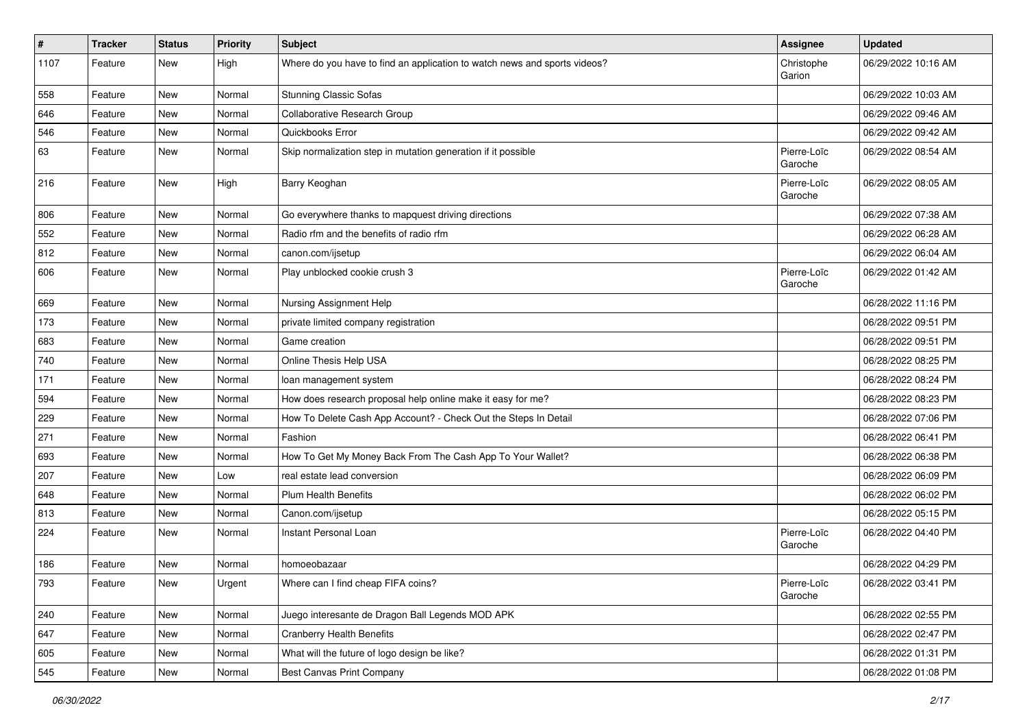| # | Tracker | Status | Priority | Subject | Assignee | Updated |
|---|---|---|---|---|---|---|
| 1107 | Feature | New | High | Where do you have to find an application to watch news and sports videos? | Christophe Garion | 06/29/2022 10:16 AM |
| 558 | Feature | New | Normal | Stunning Classic Sofas | | 06/29/2022 10:03 AM |
| 646 | Feature | New | Normal | Collaborative Research Group | | 06/29/2022 09:46 AM |
| 546 | Feature | New | Normal | Quickbooks Error | | 06/29/2022 09:42 AM |
| 63 | Feature | New | Normal | Skip normalization step in mutation generation if it possible | Pierre-Loïc Garoche | 06/29/2022 08:54 AM |
| 216 | Feature | New | High | Barry Keoghan | Pierre-Loïc Garoche | 06/29/2022 08:05 AM |
| 806 | Feature | New | Normal | Go everywhere thanks to mapquest driving directions | | 06/29/2022 07:38 AM |
| 552 | Feature | New | Normal | Radio rfm and the benefits of radio rfm | | 06/29/2022 06:28 AM |
| 812 | Feature | New | Normal | canon.com/ijsetup | | 06/29/2022 06:04 AM |
| 606 | Feature | New | Normal | Play unblocked cookie crush 3 | Pierre-Loïc Garoche | 06/29/2022 01:42 AM |
| 669 | Feature | New | Normal | Nursing Assignment Help | | 06/28/2022 11:16 PM |
| 173 | Feature | New | Normal | private limited company registration | | 06/28/2022 09:51 PM |
| 683 | Feature | New | Normal | Game creation | | 06/28/2022 09:51 PM |
| 740 | Feature | New | Normal | Online Thesis Help USA | | 06/28/2022 08:25 PM |
| 171 | Feature | New | Normal | loan management system | | 06/28/2022 08:24 PM |
| 594 | Feature | New | Normal | How does research proposal help online make it easy for me? | | 06/28/2022 08:23 PM |
| 229 | Feature | New | Normal | How To Delete Cash App Account? - Check Out the Steps In Detail | | 06/28/2022 07:06 PM |
| 271 | Feature | New | Normal | Fashion | | 06/28/2022 06:41 PM |
| 693 | Feature | New | Normal | How To Get My Money Back From The Cash App To Your Wallet? | | 06/28/2022 06:38 PM |
| 207 | Feature | New | Low | real estate lead conversion | | 06/28/2022 06:09 PM |
| 648 | Feature | New | Normal | Plum Health Benefits | | 06/28/2022 06:02 PM |
| 813 | Feature | New | Normal | Canon.com/ijsetup | | 06/28/2022 05:15 PM |
| 224 | Feature | New | Normal | Instant Personal Loan | Pierre-Loïc Garoche | 06/28/2022 04:40 PM |
| 186 | Feature | New | Normal | homoeobazaar | | 06/28/2022 04:29 PM |
| 793 | Feature | New | Urgent | Where can I find cheap FIFA coins? | Pierre-Loïc Garoche | 06/28/2022 03:41 PM |
| 240 | Feature | New | Normal | Juego interesante de Dragon Ball Legends MOD APK | | 06/28/2022 02:55 PM |
| 647 | Feature | New | Normal | Cranberry Health Benefits | | 06/28/2022 02:47 PM |
| 605 | Feature | New | Normal | What will the future of logo design be like? | | 06/28/2022 01:31 PM |
| 545 | Feature | New | Normal | Best Canvas Print Company | | 06/28/2022 01:08 PM |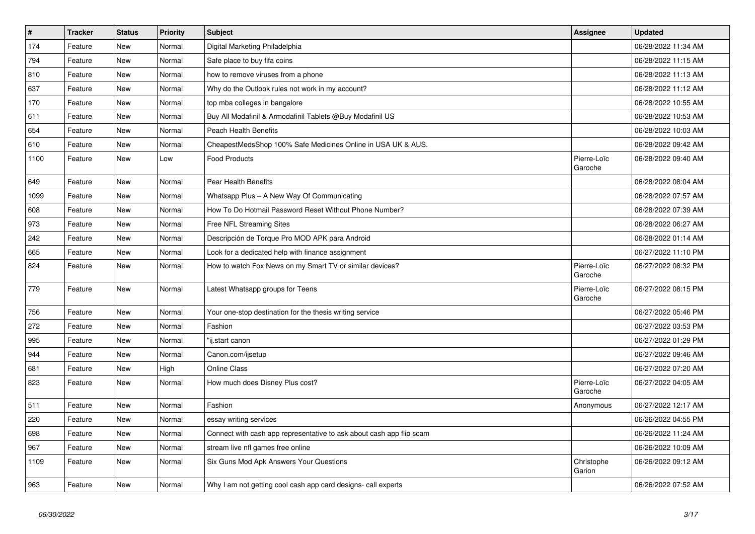| # | Tracker | Status | Priority | Subject | Assignee | Updated |
|---|---|---|---|---|---|---|
| 174 | Feature | New | Normal | Digital Marketing Philadelphia | | 06/28/2022 11:34 AM |
| 794 | Feature | New | Normal | Safe place to buy fifa coins | | 06/28/2022 11:15 AM |
| 810 | Feature | New | Normal | how to remove viruses from a phone | | 06/28/2022 11:13 AM |
| 637 | Feature | New | Normal | Why do the Outlook rules not work in my account? | | 06/28/2022 11:12 AM |
| 170 | Feature | New | Normal | top mba colleges in bangalore | | 06/28/2022 10:55 AM |
| 611 | Feature | New | Normal | Buy All Modafinil & Armodafinil Tablets @Buy Modafinil US | | 06/28/2022 10:53 AM |
| 654 | Feature | New | Normal | Peach Health Benefits | | 06/28/2022 10:03 AM |
| 610 | Feature | New | Normal | CheapestMedsShop 100% Safe Medicines Online in USA UK & AUS. | | 06/28/2022 09:42 AM |
| 1100 | Feature | New | Low | Food Products | Pierre-Loïc Garoche | 06/28/2022 09:40 AM |
| 649 | Feature | New | Normal | Pear Health Benefits | | 06/28/2022 08:04 AM |
| 1099 | Feature | New | Normal | Whatsapp Plus – A New Way Of Communicating | | 06/28/2022 07:57 AM |
| 608 | Feature | New | Normal | How To Do Hotmail Password Reset Without Phone Number? | | 06/28/2022 07:39 AM |
| 973 | Feature | New | Normal | Free NFL Streaming Sites | | 06/28/2022 06:27 AM |
| 242 | Feature | New | Normal | Descripción de Torque Pro MOD APK para Android | | 06/28/2022 01:14 AM |
| 665 | Feature | New | Normal | Look for a dedicated help with finance assignment | | 06/27/2022 11:10 PM |
| 824 | Feature | New | Normal | How to watch Fox News on my Smart TV or similar devices? | Pierre-Loïc Garoche | 06/27/2022 08:32 PM |
| 779 | Feature | New | Normal | Latest Whatsapp groups for Teens | Pierre-Loïc Garoche | 06/27/2022 08:15 PM |
| 756 | Feature | New | Normal | Your one-stop destination for the thesis writing service | | 06/27/2022 05:46 PM |
| 272 | Feature | New | Normal | Fashion | | 06/27/2022 03:53 PM |
| 995 | Feature | New | Normal | "ij.start canon | | 06/27/2022 01:29 PM |
| 944 | Feature | New | Normal | Canon.com/ijsetup | | 06/27/2022 09:46 AM |
| 681 | Feature | New | High | Online Class | | 06/27/2022 07:20 AM |
| 823 | Feature | New | Normal | How much does Disney Plus cost? | Pierre-Loïc Garoche | 06/27/2022 04:05 AM |
| 511 | Feature | New | Normal | Fashion | Anonymous | 06/27/2022 12:17 AM |
| 220 | Feature | New | Normal | essay writing services | | 06/26/2022 04:55 PM |
| 698 | Feature | New | Normal | Connect with cash app representative to ask about cash app flip scam | | 06/26/2022 11:24 AM |
| 967 | Feature | New | Normal | stream live nfl games free online | | 06/26/2022 10:09 AM |
| 1109 | Feature | New | Normal | Six Guns Mod Apk Answers Your Questions | Christophe Garion | 06/26/2022 09:12 AM |
| 963 | Feature | New | Normal | Why I am not getting cool cash app card designs- call experts | | 06/26/2022 07:52 AM |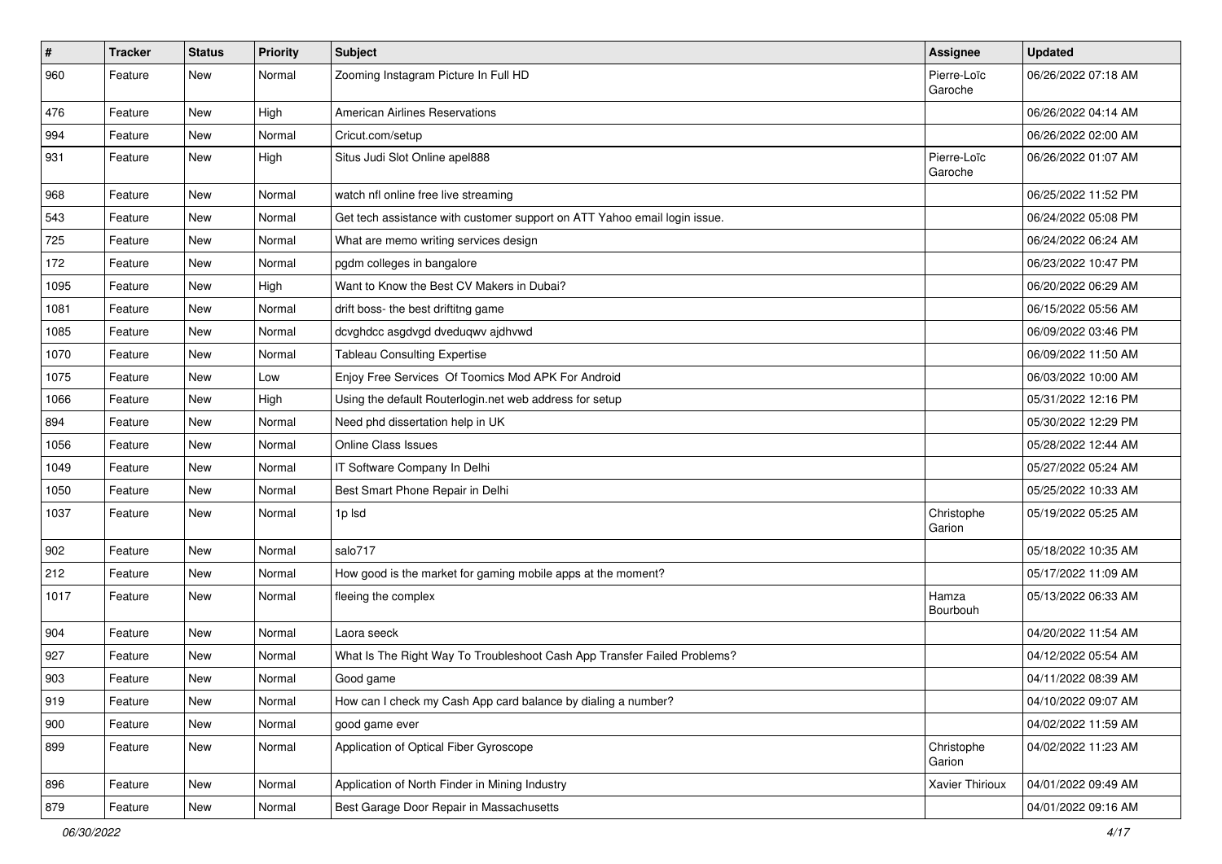| # | Tracker | Status | Priority | Subject | Assignee | Updated |
|---|---|---|---|---|---|---|
| 960 | Feature | New | Normal | Zooming Instagram Picture In Full HD | Pierre-Loïc Garoche | 06/26/2022 07:18 AM |
| 476 | Feature | New | High | American Airlines Reservations | | 06/26/2022 04:14 AM |
| 994 | Feature | New | Normal | Cricut.com/setup | | 06/26/2022 02:00 AM |
| 931 | Feature | New | High | Situs Judi Slot Online apel888 | Pierre-Loïc Garoche | 06/26/2022 01:07 AM |
| 968 | Feature | New | Normal | watch nfl online free live streaming | | 06/25/2022 11:52 PM |
| 543 | Feature | New | Normal | Get tech assistance with customer support on ATT Yahoo email login issue. | | 06/24/2022 05:08 PM |
| 725 | Feature | New | Normal | What are memo writing services design | | 06/24/2022 06:24 AM |
| 172 | Feature | New | Normal | pgdm colleges in bangalore | | 06/23/2022 10:47 PM |
| 1095 | Feature | New | High | Want to Know the Best CV Makers in Dubai? | | 06/20/2022 06:29 AM |
| 1081 | Feature | New | Normal | drift boss- the best driftitng game | | 06/15/2022 05:56 AM |
| 1085 | Feature | New | Normal | dcvghdcc asgdvgd dveduqwv ajdhvwd | | 06/09/2022 03:46 PM |
| 1070 | Feature | New | Normal | Tableau Consulting Expertise | | 06/09/2022 11:50 AM |
| 1075 | Feature | New | Low | Enjoy Free Services Of Toomics Mod APK For Android | | 06/03/2022 10:00 AM |
| 1066 | Feature | New | High | Using the default Routerlogin.net web address for setup | | 05/31/2022 12:16 PM |
| 894 | Feature | New | Normal | Need phd dissertation help in UK | | 05/30/2022 12:29 PM |
| 1056 | Feature | New | Normal | Online Class Issues | | 05/28/2022 12:44 AM |
| 1049 | Feature | New | Normal | IT Software Company In Delhi | | 05/27/2022 05:24 AM |
| 1050 | Feature | New | Normal | Best Smart Phone Repair in Delhi | | 05/25/2022 10:33 AM |
| 1037 | Feature | New | Normal | 1p lsd | Christophe Garion | 05/19/2022 05:25 AM |
| 902 | Feature | New | Normal | salo717 | | 05/18/2022 10:35 AM |
| 212 | Feature | New | Normal | How good is the market for gaming mobile apps at the moment? | | 05/17/2022 11:09 AM |
| 1017 | Feature | New | Normal | fleeing the complex | Hamza Bourbouh | 05/13/2022 06:33 AM |
| 904 | Feature | New | Normal | Laora seeck | | 04/20/2022 11:54 AM |
| 927 | Feature | New | Normal | What Is The Right Way To Troubleshoot Cash App Transfer Failed Problems? | | 04/12/2022 05:54 AM |
| 903 | Feature | New | Normal | Good game | | 04/11/2022 08:39 AM |
| 919 | Feature | New | Normal | How can I check my Cash App card balance by dialing a number? | | 04/10/2022 09:07 AM |
| 900 | Feature | New | Normal | good game ever | | 04/02/2022 11:59 AM |
| 899 | Feature | New | Normal | Application of Optical Fiber Gyroscope | Christophe Garion | 04/02/2022 11:23 AM |
| 896 | Feature | New | Normal | Application of North Finder in Mining Industry | Xavier Thirioux | 04/01/2022 09:49 AM |
| 879 | Feature | New | Normal | Best Garage Door Repair in Massachusetts | | 04/01/2022 09:16 AM |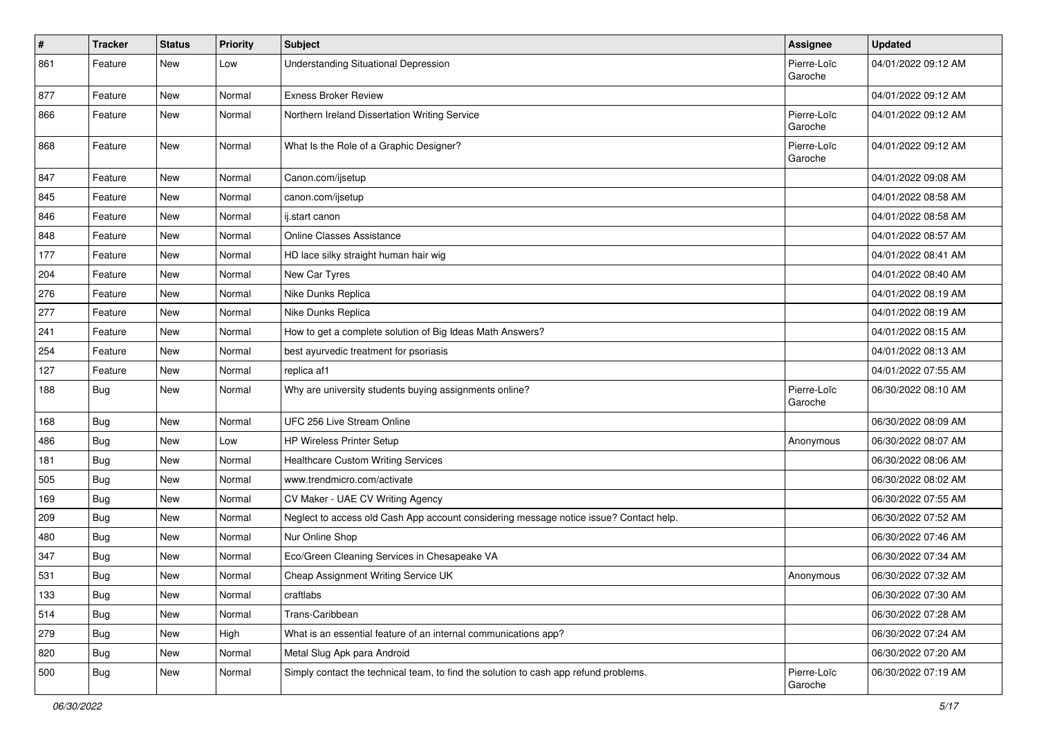| # | Tracker | Status | Priority | Subject | Assignee | Updated |
|---|---|---|---|---|---|---|
| 861 | Feature | New | Low | Understanding Situational Depression | Pierre-Loïc Garoche | 04/01/2022 09:12 AM |
| 877 | Feature | New | Normal | Exness Broker Review | | 04/01/2022 09:12 AM |
| 866 | Feature | New | Normal | Northern Ireland Dissertation Writing Service | Pierre-Loïc Garoche | 04/01/2022 09:12 AM |
| 868 | Feature | New | Normal | What Is the Role of a Graphic Designer? | Pierre-Loïc Garoche | 04/01/2022 09:12 AM |
| 847 | Feature | New | Normal | Canon.com/ijsetup | | 04/01/2022 09:08 AM |
| 845 | Feature | New | Normal | canon.com/ijsetup | | 04/01/2022 08:58 AM |
| 846 | Feature | New | Normal | ij.start canon | | 04/01/2022 08:58 AM |
| 848 | Feature | New | Normal | Online Classes Assistance | | 04/01/2022 08:57 AM |
| 177 | Feature | New | Normal | HD lace silky straight human hair wig | | 04/01/2022 08:41 AM |
| 204 | Feature | New | Normal | New Car Tyres | | 04/01/2022 08:40 AM |
| 276 | Feature | New | Normal | Nike Dunks Replica | | 04/01/2022 08:19 AM |
| 277 | Feature | New | Normal | Nike Dunks Replica | | 04/01/2022 08:19 AM |
| 241 | Feature | New | Normal | How to get a complete solution of Big Ideas Math Answers? | | 04/01/2022 08:15 AM |
| 254 | Feature | New | Normal | best ayurvedic treatment for psoriasis | | 04/01/2022 08:13 AM |
| 127 | Feature | New | Normal | replica af1 | | 04/01/2022 07:55 AM |
| 188 | Bug | New | Normal | Why are university students buying assignments online? | Pierre-Loïc Garoche | 06/30/2022 08:10 AM |
| 168 | Bug | New | Normal | UFC 256 Live Stream Online | | 06/30/2022 08:09 AM |
| 486 | Bug | New | Low | HP Wireless Printer Setup | Anonymous | 06/30/2022 08:07 AM |
| 181 | Bug | New | Normal | Healthcare Custom Writing Services | | 06/30/2022 08:06 AM |
| 505 | Bug | New | Normal | www.trendmicro.com/activate | | 06/30/2022 08:02 AM |
| 169 | Bug | New | Normal | CV Maker - UAE CV Writing Agency | | 06/30/2022 07:55 AM |
| 209 | Bug | New | Normal | Neglect to access old Cash App account considering message notice issue? Contact help. | | 06/30/2022 07:52 AM |
| 480 | Bug | New | Normal | Nur Online Shop | | 06/30/2022 07:46 AM |
| 347 | Bug | New | Normal | Eco/Green Cleaning Services in Chesapeake VA | | 06/30/2022 07:34 AM |
| 531 | Bug | New | Normal | Cheap Assignment Writing Service UK | Anonymous | 06/30/2022 07:32 AM |
| 133 | Bug | New | Normal | craftlabs | | 06/30/2022 07:30 AM |
| 514 | Bug | New | Normal | Trans-Caribbean | | 06/30/2022 07:28 AM |
| 279 | Bug | New | High | What is an essential feature of an internal communications app? | | 06/30/2022 07:24 AM |
| 820 | Bug | New | Normal | Metal Slug Apk para Android | | 06/30/2022 07:20 AM |
| 500 | Bug | New | Normal | Simply contact the technical team, to find the solution to cash app refund problems. | Pierre-Loïc Garoche | 06/30/2022 07:19 AM |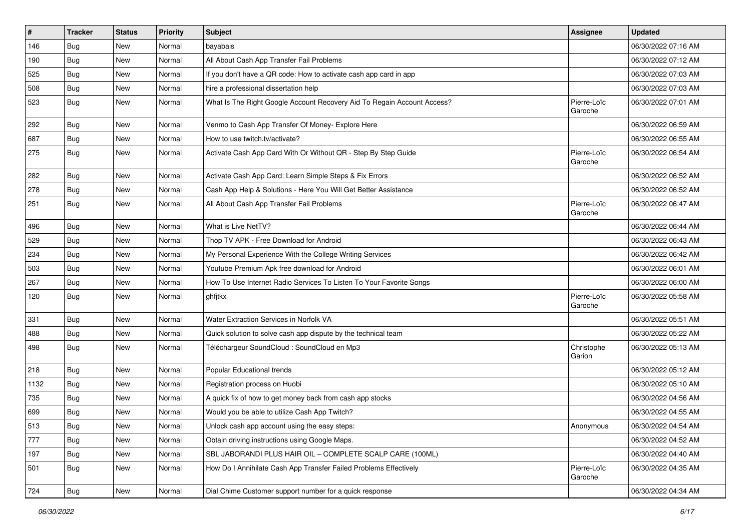| # | Tracker | Status | Priority | Subject | Assignee | Updated |
|---|---|---|---|---|---|---|
| 146 | Bug | New | Normal | bayabais | | 06/30/2022 07:16 AM |
| 190 | Bug | New | Normal | All About Cash App Transfer Fail Problems | | 06/30/2022 07:12 AM |
| 525 | Bug | New | Normal | If you don't have a QR code: How to activate cash app card in app | | 06/30/2022 07:03 AM |
| 508 | Bug | New | Normal | hire a professional dissertation help | | 06/30/2022 07:03 AM |
| 523 | Bug | New | Normal | What Is The Right Google Account Recovery Aid To Regain Account Access? | Pierre-Loïc Garoche | 06/30/2022 07:01 AM |
| 292 | Bug | New | Normal | Venmo to Cash App Transfer Of Money- Explore Here | | 06/30/2022 06:59 AM |
| 687 | Bug | New | Normal | How to use twitch.tv/activate? | | 06/30/2022 06:55 AM |
| 275 | Bug | New | Normal | Activate Cash App Card With Or Without QR - Step By Step Guide | Pierre-Loïc Garoche | 06/30/2022 06:54 AM |
| 282 | Bug | New | Normal | Activate Cash App Card: Learn Simple Steps & Fix Errors | | 06/30/2022 06:52 AM |
| 278 | Bug | New | Normal | Cash App Help & Solutions - Here You Will Get Better Assistance | | 06/30/2022 06:52 AM |
| 251 | Bug | New | Normal | All About Cash App Transfer Fail Problems | Pierre-Loïc Garoche | 06/30/2022 06:47 AM |
| 496 | Bug | New | Normal | What is Live NetTV? | | 06/30/2022 06:44 AM |
| 529 | Bug | New | Normal | Thop TV APK - Free Download for Android | | 06/30/2022 06:43 AM |
| 234 | Bug | New | Normal | My Personal Experience With the College Writing Services | | 06/30/2022 06:42 AM |
| 503 | Bug | New | Normal | Youtube Premium Apk free download for Android | | 06/30/2022 06:01 AM |
| 267 | Bug | New | Normal | How To Use Internet Radio Services To Listen To Your Favorite Songs | | 06/30/2022 06:00 AM |
| 120 | Bug | New | Normal | ghfjtkx | Pierre-Loïc Garoche | 06/30/2022 05:58 AM |
| 331 | Bug | New | Normal | Water Extraction Services in Norfolk VA | | 06/30/2022 05:51 AM |
| 488 | Bug | New | Normal | Quick solution to solve cash app dispute by the technical team | | 06/30/2022 05:22 AM |
| 498 | Bug | New | Normal | Téléchargeur SoundCloud : SoundCloud en Mp3 | Christophe Garion | 06/30/2022 05:13 AM |
| 218 | Bug | New | Normal | Popular Educational trends | | 06/30/2022 05:12 AM |
| 1132 | Bug | New | Normal | Registration process on Huobi | | 06/30/2022 05:10 AM |
| 735 | Bug | New | Normal | A quick fix of how to get money back from cash app stocks | | 06/30/2022 04:56 AM |
| 699 | Bug | New | Normal | Would you be able to utilize Cash App Twitch? | | 06/30/2022 04:55 AM |
| 513 | Bug | New | Normal | Unlock cash app account using the easy steps: | Anonymous | 06/30/2022 04:54 AM |
| 777 | Bug | New | Normal | Obtain driving instructions using Google Maps. | | 06/30/2022 04:52 AM |
| 197 | Bug | New | Normal | SBL JABORANDI PLUS HAIR OIL – COMPLETE SCALP CARE (100ML) | | 06/30/2022 04:40 AM |
| 501 | Bug | New | Normal | How Do I Annihilate Cash App Transfer Failed Problems Effectively | Pierre-Loïc Garoche | 06/30/2022 04:35 AM |
| 724 | Bug | New | Normal | Dial Chime Customer support number for a quick response | | 06/30/2022 04:34 AM |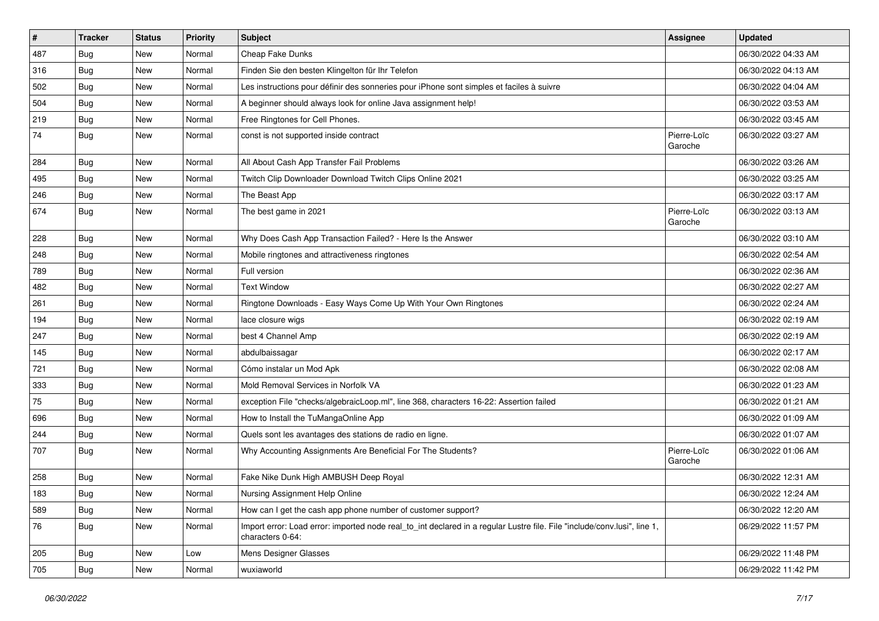| # | Tracker | Status | Priority | Subject | Assignee | Updated |
|---|---|---|---|---|---|---|
| 487 | Bug | New | Normal | Cheap Fake Dunks | | 06/30/2022 04:33 AM |
| 316 | Bug | New | Normal | Finden Sie den besten Klingelton für Ihr Telefon | | 06/30/2022 04:13 AM |
| 502 | Bug | New | Normal | Les instructions pour définir des sonneries pour iPhone sont simples et faciles à suivre | | 06/30/2022 04:04 AM |
| 504 | Bug | New | Normal | A beginner should always look for online Java assignment help! | | 06/30/2022 03:53 AM |
| 219 | Bug | New | Normal | Free Ringtones for Cell Phones. | | 06/30/2022 03:45 AM |
| 74 | Bug | New | Normal | const is not supported inside contract | Pierre-Loïc Garoche | 06/30/2022 03:27 AM |
| 284 | Bug | New | Normal | All About Cash App Transfer Fail Problems | | 06/30/2022 03:26 AM |
| 495 | Bug | New | Normal | Twitch Clip Downloader Download Twitch Clips Online 2021 | | 06/30/2022 03:25 AM |
| 246 | Bug | New | Normal | The Beast App | | 06/30/2022 03:17 AM |
| 674 | Bug | New | Normal | The best game in 2021 | Pierre-Loïc Garoche | 06/30/2022 03:13 AM |
| 228 | Bug | New | Normal | Why Does Cash App Transaction Failed? - Here Is the Answer | | 06/30/2022 03:10 AM |
| 248 | Bug | New | Normal | Mobile ringtones and attractiveness ringtones | | 06/30/2022 02:54 AM |
| 789 | Bug | New | Normal | Full version | | 06/30/2022 02:36 AM |
| 482 | Bug | New | Normal | Text Window | | 06/30/2022 02:27 AM |
| 261 | Bug | New | Normal | Ringtone Downloads - Easy Ways Come Up With Your Own Ringtones | | 06/30/2022 02:24 AM |
| 194 | Bug | New | Normal | lace closure wigs | | 06/30/2022 02:19 AM |
| 247 | Bug | New | Normal | best 4 Channel Amp | | 06/30/2022 02:19 AM |
| 145 | Bug | New | Normal | abdulbaissagar | | 06/30/2022 02:17 AM |
| 721 | Bug | New | Normal | Cómo instalar un Mod Apk | | 06/30/2022 02:08 AM |
| 333 | Bug | New | Normal | Mold Removal Services in Norfolk VA | | 06/30/2022 01:23 AM |
| 75 | Bug | New | Normal | exception File "checks/algebraicLoop.ml", line 368, characters 16-22: Assertion failed | | 06/30/2022 01:21 AM |
| 696 | Bug | New | Normal | How to Install the TuMangaOnline App | | 06/30/2022 01:09 AM |
| 244 | Bug | New | Normal | Quels sont les avantages des stations de radio en ligne. | | 06/30/2022 01:07 AM |
| 707 | Bug | New | Normal | Why Accounting Assignments Are Beneficial For The Students? | Pierre-Loïc Garoche | 06/30/2022 01:06 AM |
| 258 | Bug | New | Normal | Fake Nike Dunk High AMBUSH Deep Royal | | 06/30/2022 12:31 AM |
| 183 | Bug | New | Normal | Nursing Assignment Help Online | | 06/30/2022 12:24 AM |
| 589 | Bug | New | Normal | How can I get the cash app phone number of customer support? | | 06/30/2022 12:20 AM |
| 76 | Bug | New | Normal | Import error: Load error: imported node real_to_int declared in a regular Lustre file. File "include/conv.lusi", line 1, characters 0-64: | | 06/29/2022 11:57 PM |
| 205 | Bug | New | Low | Mens Designer Glasses | | 06/29/2022 11:48 PM |
| 705 | Bug | New | Normal | wuxiaworld | | 06/29/2022 11:42 PM |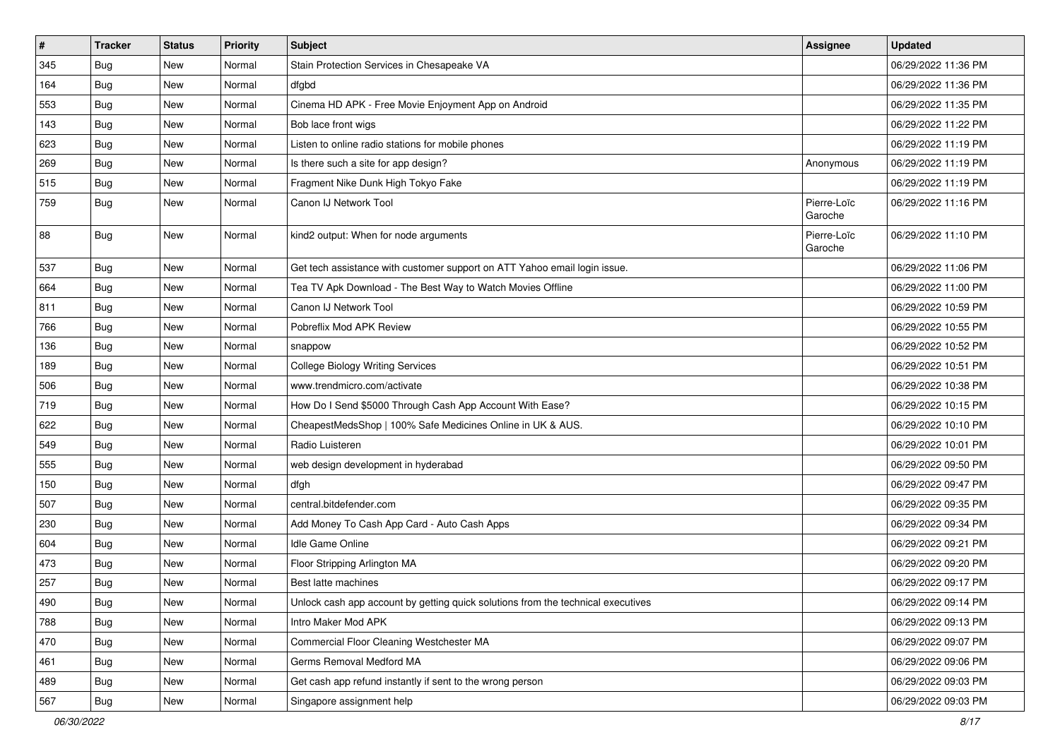| # | Tracker | Status | Priority | Subject | Assignee | Updated |
|---|---|---|---|---|---|---|
| 345 | Bug | New | Normal | Stain Protection Services in Chesapeake VA | | 06/29/2022 11:36 PM |
| 164 | Bug | New | Normal | dfgbd | | 06/29/2022 11:36 PM |
| 553 | Bug | New | Normal | Cinema HD APK - Free Movie Enjoyment App on Android | | 06/29/2022 11:35 PM |
| 143 | Bug | New | Normal | Bob lace front wigs | | 06/29/2022 11:22 PM |
| 623 | Bug | New | Normal | Listen to online radio stations for mobile phones | | 06/29/2022 11:19 PM |
| 269 | Bug | New | Normal | Is there such a site for app design? | Anonymous | 06/29/2022 11:19 PM |
| 515 | Bug | New | Normal | Fragment Nike Dunk High Tokyo Fake | | 06/29/2022 11:19 PM |
| 759 | Bug | New | Normal | Canon IJ Network Tool | Pierre-Loïc Garoche | 06/29/2022 11:16 PM |
| 88 | Bug | New | Normal | kind2 output: When for node arguments | Pierre-Loïc Garoche | 06/29/2022 11:10 PM |
| 537 | Bug | New | Normal | Get tech assistance with customer support on ATT Yahoo email login issue. | | 06/29/2022 11:06 PM |
| 664 | Bug | New | Normal | Tea TV Apk Download - The Best Way to Watch Movies Offline | | 06/29/2022 11:00 PM |
| 811 | Bug | New | Normal | Canon IJ Network Tool | | 06/29/2022 10:59 PM |
| 766 | Bug | New | Normal | Pobreflix Mod APK Review | | 06/29/2022 10:55 PM |
| 136 | Bug | New | Normal | snappow | | 06/29/2022 10:52 PM |
| 189 | Bug | New | Normal | College Biology Writing Services | | 06/29/2022 10:51 PM |
| 506 | Bug | New | Normal | www.trendmicro.com/activate | | 06/29/2022 10:38 PM |
| 719 | Bug | New | Normal | How Do I Send $5000 Through Cash App Account With Ease? | | 06/29/2022 10:15 PM |
| 622 | Bug | New | Normal | CheapestMedsShop \| 100% Safe Medicines Online in UK & AUS. | | 06/29/2022 10:10 PM |
| 549 | Bug | New | Normal | Radio Luisteren | | 06/29/2022 10:01 PM |
| 555 | Bug | New | Normal | web design development in hyderabad | | 06/29/2022 09:50 PM |
| 150 | Bug | New | Normal | dfgh | | 06/29/2022 09:47 PM |
| 507 | Bug | New | Normal | central.bitdefender.com | | 06/29/2022 09:35 PM |
| 230 | Bug | New | Normal | Add Money To Cash App Card - Auto Cash Apps | | 06/29/2022 09:34 PM |
| 604 | Bug | New | Normal | Idle Game Online | | 06/29/2022 09:21 PM |
| 473 | Bug | New | Normal | Floor Stripping Arlington MA | | 06/29/2022 09:20 PM |
| 257 | Bug | New | Normal | Best latte machines | | 06/29/2022 09:17 PM |
| 490 | Bug | New | Normal | Unlock cash app account by getting quick solutions from the technical executives | | 06/29/2022 09:14 PM |
| 788 | Bug | New | Normal | Intro Maker Mod APK | | 06/29/2022 09:13 PM |
| 470 | Bug | New | Normal | Commercial Floor Cleaning Westchester MA | | 06/29/2022 09:07 PM |
| 461 | Bug | New | Normal | Germs Removal Medford MA | | 06/29/2022 09:06 PM |
| 489 | Bug | New | Normal | Get cash app refund instantly if sent to the wrong person | | 06/29/2022 09:03 PM |
| 567 | Bug | New | Normal | Singapore assignment help | | 06/29/2022 09:03 PM |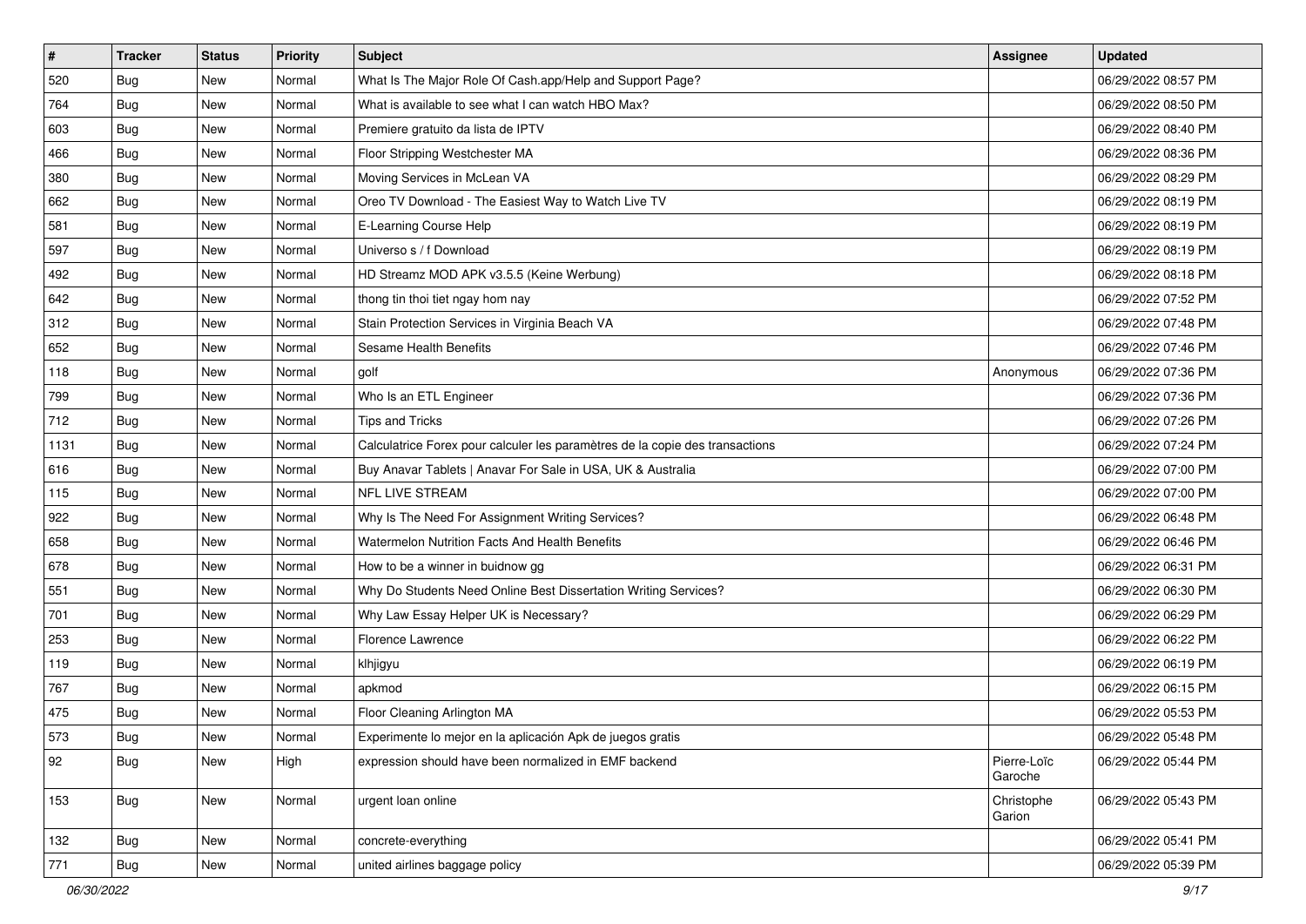| # | Tracker | Status | Priority | Subject | Assignee | Updated |
|---|---|---|---|---|---|---|
| 520 | Bug | New | Normal | What Is The Major Role Of Cash.app/Help and Support Page? | | 06/29/2022 08:57 PM |
| 764 | Bug | New | Normal | What is available to see what I can watch HBO Max? | | 06/29/2022 08:50 PM |
| 603 | Bug | New | Normal | Premiere gratuito da lista de IPTV | | 06/29/2022 08:40 PM |
| 466 | Bug | New | Normal | Floor Stripping Westchester MA | | 06/29/2022 08:36 PM |
| 380 | Bug | New | Normal | Moving Services in McLean VA | | 06/29/2022 08:29 PM |
| 662 | Bug | New | Normal | Oreo TV Download - The Easiest Way to Watch Live TV | | 06/29/2022 08:19 PM |
| 581 | Bug | New | Normal | E-Learning Course Help | | 06/29/2022 08:19 PM |
| 597 | Bug | New | Normal | Universo s / f Download | | 06/29/2022 08:19 PM |
| 492 | Bug | New | Normal | HD Streamz MOD APK v3.5.5 (Keine Werbung) | | 06/29/2022 08:18 PM |
| 642 | Bug | New | Normal | thong tin thoi tiet ngay hom nay | | 06/29/2022 07:52 PM |
| 312 | Bug | New | Normal | Stain Protection Services in Virginia Beach VA | | 06/29/2022 07:48 PM |
| 652 | Bug | New | Normal | Sesame Health Benefits | | 06/29/2022 07:46 PM |
| 118 | Bug | New | Normal | golf | Anonymous | 06/29/2022 07:36 PM |
| 799 | Bug | New | Normal | Who Is an ETL Engineer | | 06/29/2022 07:36 PM |
| 712 | Bug | New | Normal | Tips and Tricks | | 06/29/2022 07:26 PM |
| 1131 | Bug | New | Normal | Calculatrice Forex pour calculer les paramètres de la copie des transactions | | 06/29/2022 07:24 PM |
| 616 | Bug | New | Normal | Buy Anavar Tablets \| Anavar For Sale in USA, UK & Australia | | 06/29/2022 07:00 PM |
| 115 | Bug | New | Normal | NFL LIVE STREAM | | 06/29/2022 07:00 PM |
| 922 | Bug | New | Normal | Why Is The Need For Assignment Writing Services? | | 06/29/2022 06:48 PM |
| 658 | Bug | New | Normal | Watermelon Nutrition Facts And Health Benefits | | 06/29/2022 06:46 PM |
| 678 | Bug | New | Normal | How to be a winner in buidnow gg | | 06/29/2022 06:31 PM |
| 551 | Bug | New | Normal | Why Do Students Need Online Best Dissertation Writing Services? | | 06/29/2022 06:30 PM |
| 701 | Bug | New | Normal | Why Law Essay Helper UK is Necessary? | | 06/29/2022 06:29 PM |
| 253 | Bug | New | Normal | Florence Lawrence | | 06/29/2022 06:22 PM |
| 119 | Bug | New | Normal | klhjigyu | | 06/29/2022 06:19 PM |
| 767 | Bug | New | Normal | apkmod | | 06/29/2022 06:15 PM |
| 475 | Bug | New | Normal | Floor Cleaning Arlington MA | | 06/29/2022 05:53 PM |
| 573 | Bug | New | Normal | Experimente lo mejor en la aplicación Apk de juegos gratis | | 06/29/2022 05:48 PM |
| 92 | Bug | New | High | expression should have been normalized in EMF backend | Pierre-Loïc Garoche | 06/29/2022 05:44 PM |
| 153 | Bug | New | Normal | urgent loan online | Christophe Garion | 06/29/2022 05:43 PM |
| 132 | Bug | New | Normal | concrete-everything | | 06/29/2022 05:41 PM |
| 771 | Bug | New | Normal | united airlines baggage policy | | 06/29/2022 05:39 PM |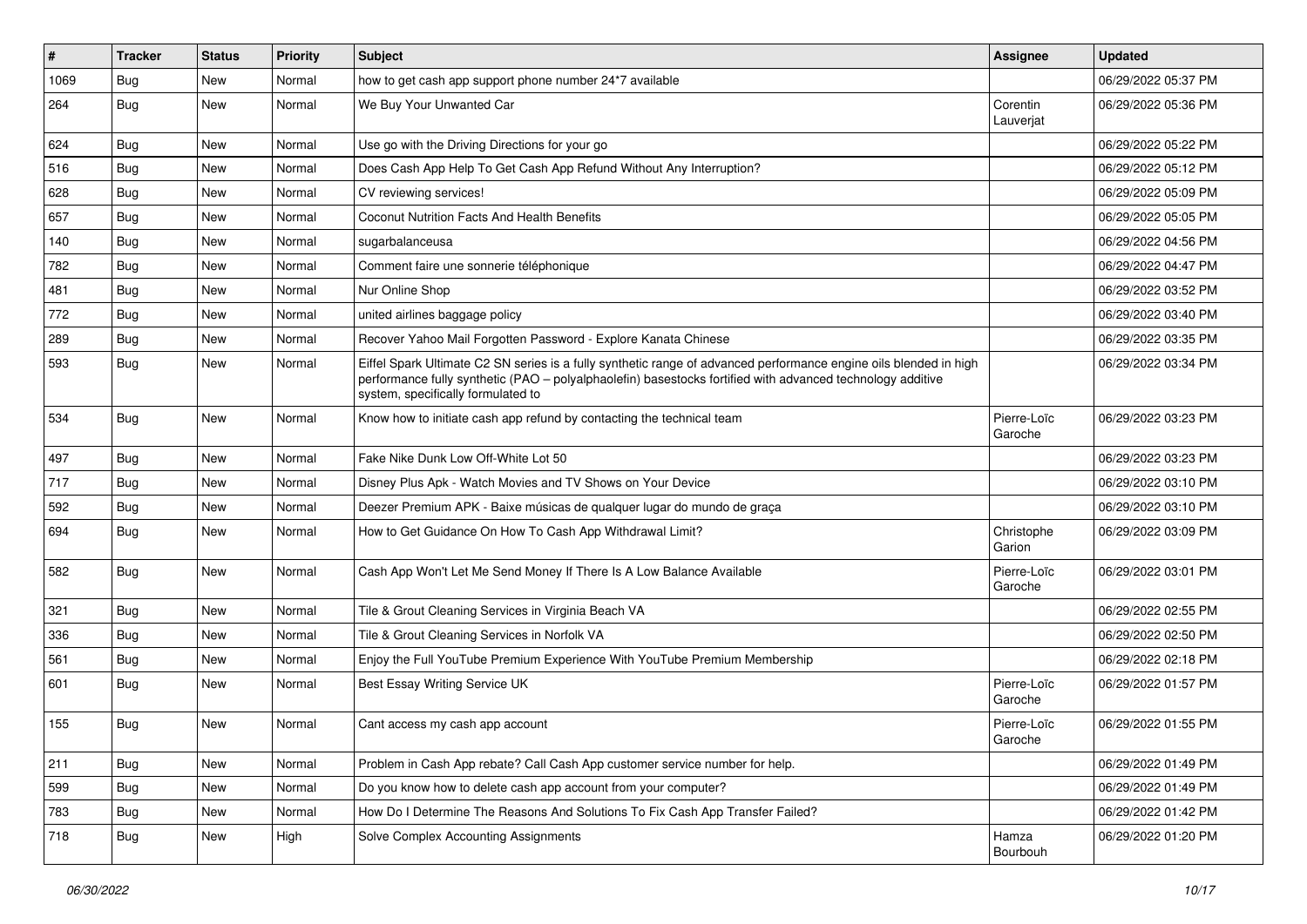| # | Tracker | Status | Priority | Subject | Assignee | Updated |
| --- | --- | --- | --- | --- | --- | --- |
| 1069 | Bug | New | Normal | how to get cash app support phone number 24*7 available | | 06/29/2022 05:37 PM |
| 264 | Bug | New | Normal | We Buy Your Unwanted Car | Corentin Lauverjat | 06/29/2022 05:36 PM |
| 624 | Bug | New | Normal | Use go with the Driving Directions for your go | | 06/29/2022 05:22 PM |
| 516 | Bug | New | Normal | Does Cash App Help To Get Cash App Refund Without Any Interruption? | | 06/29/2022 05:12 PM |
| 628 | Bug | New | Normal | CV reviewing services! | | 06/29/2022 05:09 PM |
| 657 | Bug | New | Normal | Coconut Nutrition Facts And Health Benefits | | 06/29/2022 05:05 PM |
| 140 | Bug | New | Normal | sugarbalanceusa | | 06/29/2022 04:56 PM |
| 782 | Bug | New | Normal | Comment faire une sonnerie téléphonique | | 06/29/2022 04:47 PM |
| 481 | Bug | New | Normal | Nur Online Shop | | 06/29/2022 03:52 PM |
| 772 | Bug | New | Normal | united airlines baggage policy | | 06/29/2022 03:40 PM |
| 289 | Bug | New | Normal | Recover Yahoo Mail Forgotten Password - Explore Kanata Chinese | | 06/29/2022 03:35 PM |
| 593 | Bug | New | Normal | Eiffel Spark Ultimate C2 SN series is a fully synthetic range of advanced performance engine oils blended in high performance fully synthetic (PAO – polyalphaolefin) basestocks fortified with advanced technology additive system, specifically formulated to | | 06/29/2022 03:34 PM |
| 534 | Bug | New | Normal | Know how to initiate cash app refund by contacting the technical team | Pierre-Loïc Garoche | 06/29/2022 03:23 PM |
| 497 | Bug | New | Normal | Fake Nike Dunk Low Off-White Lot 50 | | 06/29/2022 03:23 PM |
| 717 | Bug | New | Normal | Disney Plus Apk - Watch Movies and TV Shows on Your Device | | 06/29/2022 03:10 PM |
| 592 | Bug | New | Normal | Deezer Premium APK - Baixe músicas de qualquer lugar do mundo de graça | | 06/29/2022 03:10 PM |
| 694 | Bug | New | Normal | How to Get Guidance On How To Cash App Withdrawal Limit? | Christophe Garion | 06/29/2022 03:09 PM |
| 582 | Bug | New | Normal | Cash App Won't Let Me Send Money If There Is A Low Balance Available | Pierre-Loïc Garoche | 06/29/2022 03:01 PM |
| 321 | Bug | New | Normal | Tile & Grout Cleaning Services in Virginia Beach VA | | 06/29/2022 02:55 PM |
| 336 | Bug | New | Normal | Tile & Grout Cleaning Services in Norfolk VA | | 06/29/2022 02:50 PM |
| 561 | Bug | New | Normal | Enjoy the Full YouTube Premium Experience With YouTube Premium Membership | | 06/29/2022 02:18 PM |
| 601 | Bug | New | Normal | Best Essay Writing Service UK | Pierre-Loïc Garoche | 06/29/2022 01:57 PM |
| 155 | Bug | New | Normal | Cant access my cash app account | Pierre-Loïc Garoche | 06/29/2022 01:55 PM |
| 211 | Bug | New | Normal | Problem in Cash App rebate? Call Cash App customer service number for help. | | 06/29/2022 01:49 PM |
| 599 | Bug | New | Normal | Do you know how to delete cash app account from your computer? | | 06/29/2022 01:49 PM |
| 783 | Bug | New | Normal | How Do I Determine The Reasons And Solutions To Fix Cash App Transfer Failed? | | 06/29/2022 01:42 PM |
| 718 | Bug | New | High | Solve Complex Accounting Assignments | Hamza Bourbouh | 06/29/2022 01:20 PM |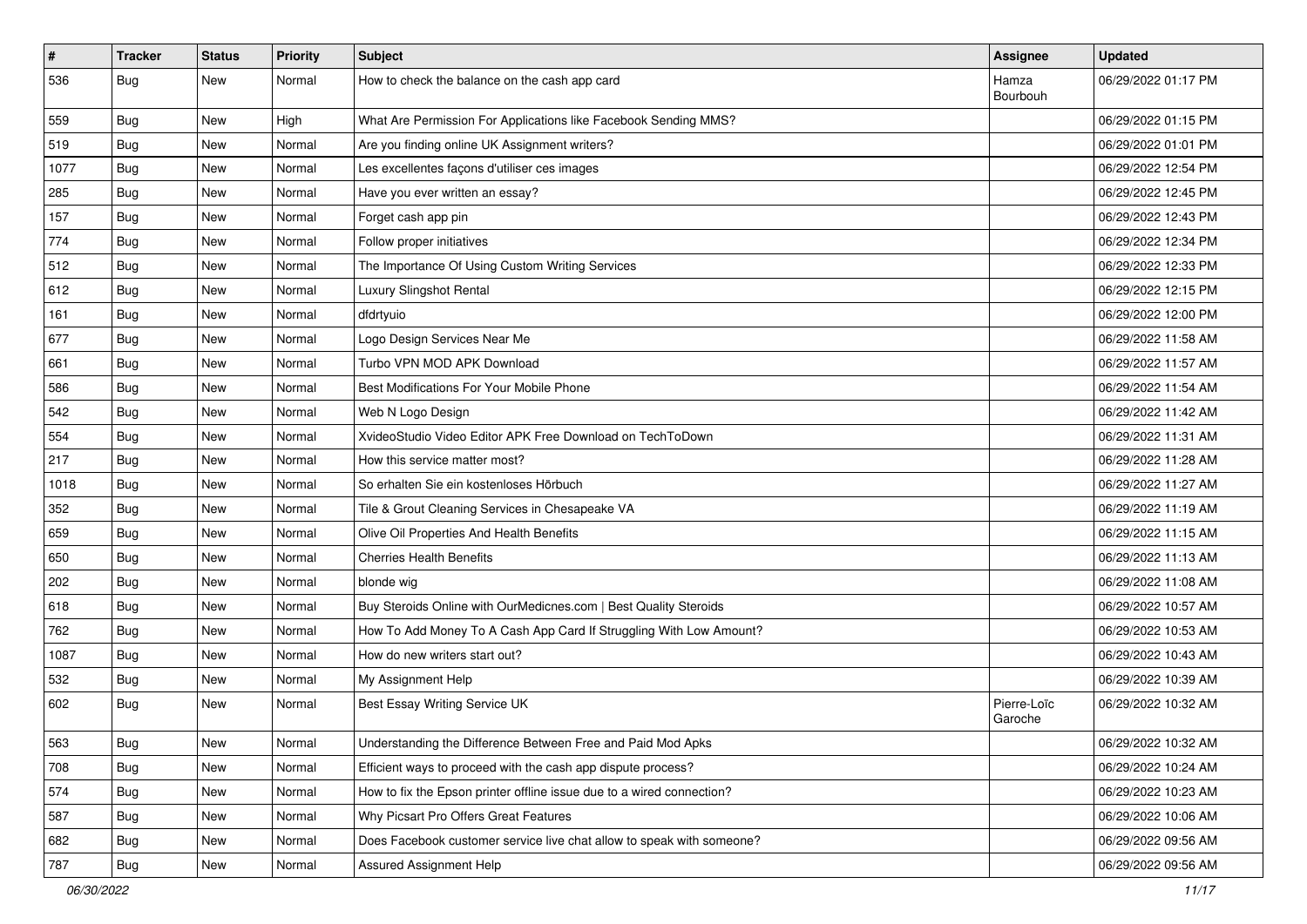| # | Tracker | Status | Priority | Subject | Assignee | Updated |
|---|---|---|---|---|---|---|
| 536 | Bug | New | Normal | How to check the balance on the cash app card | Hamza Bourbouh | 06/29/2022 01:17 PM |
| 559 | Bug | New | High | What Are Permission For Applications like Facebook Sending MMS? | | 06/29/2022 01:15 PM |
| 519 | Bug | New | Normal | Are you finding online UK Assignment writers? | | 06/29/2022 01:01 PM |
| 1077 | Bug | New | Normal | Les excellentes façons d'utiliser ces images | | 06/29/2022 12:54 PM |
| 285 | Bug | New | Normal | Have you ever written an essay? | | 06/29/2022 12:45 PM |
| 157 | Bug | New | Normal | Forget cash app pin | | 06/29/2022 12:43 PM |
| 774 | Bug | New | Normal | Follow proper initiatives | | 06/29/2022 12:34 PM |
| 512 | Bug | New | Normal | The Importance Of Using Custom Writing Services | | 06/29/2022 12:33 PM |
| 612 | Bug | New | Normal | Luxury Slingshot Rental | | 06/29/2022 12:15 PM |
| 161 | Bug | New | Normal | dfdrtyuio | | 06/29/2022 12:00 PM |
| 677 | Bug | New | Normal | Logo Design Services Near Me | | 06/29/2022 11:58 AM |
| 661 | Bug | New | Normal | Turbo VPN MOD APK Download | | 06/29/2022 11:57 AM |
| 586 | Bug | New | Normal | Best Modifications For Your Mobile Phone | | 06/29/2022 11:54 AM |
| 542 | Bug | New | Normal | Web N Logo Design | | 06/29/2022 11:42 AM |
| 554 | Bug | New | Normal | XvideoStudio Video Editor APK Free Download on TechToDown | | 06/29/2022 11:31 AM |
| 217 | Bug | New | Normal | How this service matter most? | | 06/29/2022 11:28 AM |
| 1018 | Bug | New | Normal | So erhalten Sie ein kostenloses Hörbuch | | 06/29/2022 11:27 AM |
| 352 | Bug | New | Normal | Tile & Grout Cleaning Services in Chesapeake VA | | 06/29/2022 11:19 AM |
| 659 | Bug | New | Normal | Olive Oil Properties And Health Benefits | | 06/29/2022 11:15 AM |
| 650 | Bug | New | Normal | Cherries Health Benefits | | 06/29/2022 11:13 AM |
| 202 | Bug | New | Normal | blonde wig | | 06/29/2022 11:08 AM |
| 618 | Bug | New | Normal | Buy Steroids Online with OurMedicnes.com \| Best Quality Steroids | | 06/29/2022 10:57 AM |
| 762 | Bug | New | Normal | How To Add Money To A Cash App Card If Struggling With Low Amount? | | 06/29/2022 10:53 AM |
| 1087 | Bug | New | Normal | How do new writers start out? | | 06/29/2022 10:43 AM |
| 532 | Bug | New | Normal | My Assignment Help | | 06/29/2022 10:39 AM |
| 602 | Bug | New | Normal | Best Essay Writing Service UK | Pierre-Loïc Garoche | 06/29/2022 10:32 AM |
| 563 | Bug | New | Normal | Understanding the Difference Between Free and Paid Mod Apks | | 06/29/2022 10:32 AM |
| 708 | Bug | New | Normal | Efficient ways to proceed with the cash app dispute process? | | 06/29/2022 10:24 AM |
| 574 | Bug | New | Normal | How to fix the Epson printer offline issue due to a wired connection? | | 06/29/2022 10:23 AM |
| 587 | Bug | New | Normal | Why Picsart Pro Offers Great Features | | 06/29/2022 10:06 AM |
| 682 | Bug | New | Normal | Does Facebook customer service live chat allow to speak with someone? | | 06/29/2022 09:56 AM |
| 787 | Bug | New | Normal | Assured Assignment Help | | 06/29/2022 09:56 AM |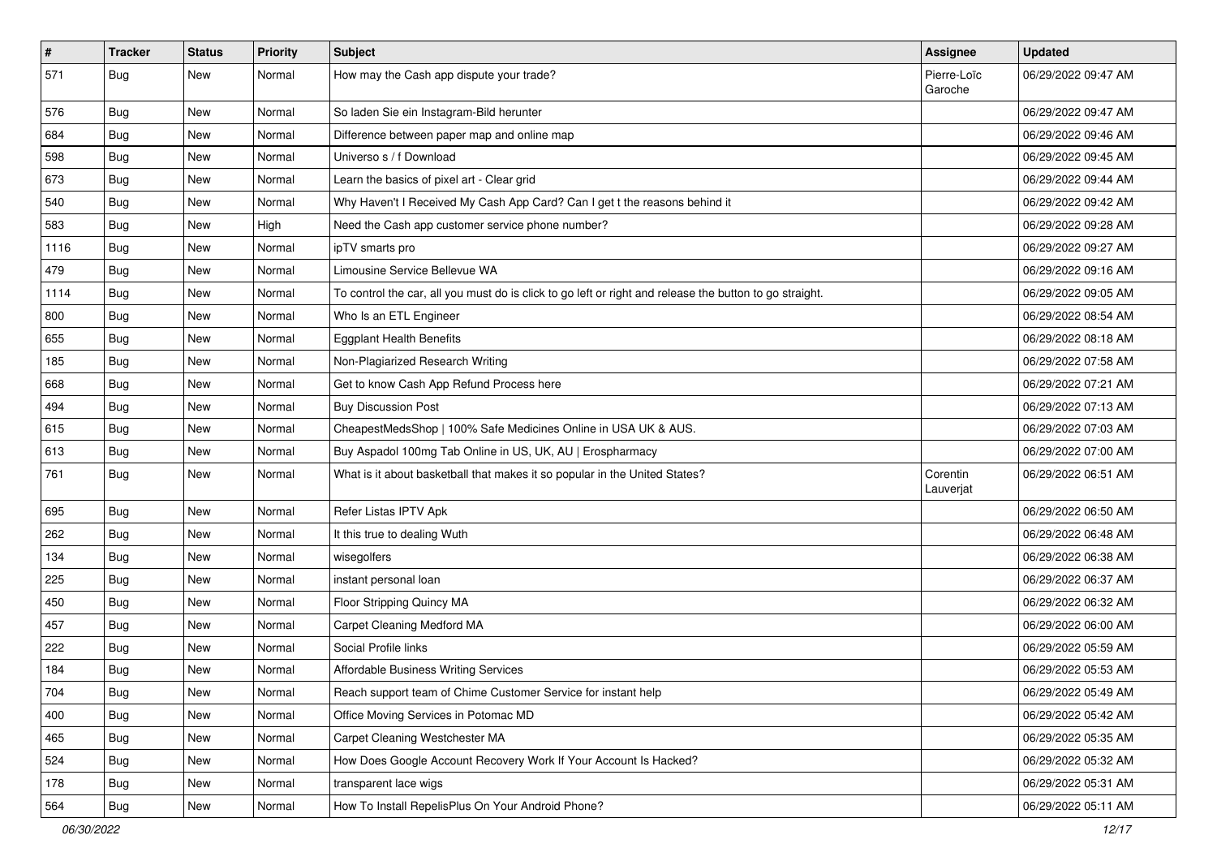| # | Tracker | Status | Priority | Subject | Assignee | Updated |
|---|---|---|---|---|---|---|
| 571 | Bug | New | Normal | How may the Cash app dispute your trade? | Pierre-Loïc Garoche | 06/29/2022 09:47 AM |
| 576 | Bug | New | Normal | So laden Sie ein Instagram-Bild herunter | | 06/29/2022 09:47 AM |
| 684 | Bug | New | Normal | Difference between paper map and online map | | 06/29/2022 09:46 AM |
| 598 | Bug | New | Normal | Universo s / f Download | | 06/29/2022 09:45 AM |
| 673 | Bug | New | Normal | Learn the basics of pixel art - Clear grid | | 06/29/2022 09:44 AM |
| 540 | Bug | New | Normal | Why Haven't I Received My Cash App Card? Can I get t the reasons behind it | | 06/29/2022 09:42 AM |
| 583 | Bug | New | High | Need the Cash app customer service phone number? | | 06/29/2022 09:28 AM |
| 1116 | Bug | New | Normal | ipTV smarts pro | | 06/29/2022 09:27 AM |
| 479 | Bug | New | Normal | Limousine Service Bellevue WA | | 06/29/2022 09:16 AM |
| 1114 | Bug | New | Normal | To control the car, all you must do is click to go left or right and release the button to go straight. | | 06/29/2022 09:05 AM |
| 800 | Bug | New | Normal | Who Is an ETL Engineer | | 06/29/2022 08:54 AM |
| 655 | Bug | New | Normal | Eggplant Health Benefits | | 06/29/2022 08:18 AM |
| 185 | Bug | New | Normal | Non-Plagiarized Research Writing | | 06/29/2022 07:58 AM |
| 668 | Bug | New | Normal | Get to know Cash App Refund Process here | | 06/29/2022 07:21 AM |
| 494 | Bug | New | Normal | Buy Discussion Post | | 06/29/2022 07:13 AM |
| 615 | Bug | New | Normal | CheapestMedsShop \| 100% Safe Medicines Online in USA UK & AUS. | | 06/29/2022 07:03 AM |
| 613 | Bug | New | Normal | Buy Aspadol 100mg Tab Online in US, UK, AU \| Erospharmacy | | 06/29/2022 07:00 AM |
| 761 | Bug | New | Normal | What is it about basketball that makes it so popular in the United States? | Corentin Lauverjat | 06/29/2022 06:51 AM |
| 695 | Bug | New | Normal | Refer Listas IPTV Apk | | 06/29/2022 06:50 AM |
| 262 | Bug | New | Normal | It this true to dealing Wuth | | 06/29/2022 06:48 AM |
| 134 | Bug | New | Normal | wisegolfers | | 06/29/2022 06:38 AM |
| 225 | Bug | New | Normal | instant personal loan | | 06/29/2022 06:37 AM |
| 450 | Bug | New | Normal | Floor Stripping Quincy MA | | 06/29/2022 06:32 AM |
| 457 | Bug | New | Normal | Carpet Cleaning Medford MA | | 06/29/2022 06:00 AM |
| 222 | Bug | New | Normal | Social Profile links | | 06/29/2022 05:59 AM |
| 184 | Bug | New | Normal | Affordable Business Writing Services | | 06/29/2022 05:53 AM |
| 704 | Bug | New | Normal | Reach support team of Chime Customer Service for instant help | | 06/29/2022 05:49 AM |
| 400 | Bug | New | Normal | Office Moving Services in Potomac MD | | 06/29/2022 05:42 AM |
| 465 | Bug | New | Normal | Carpet Cleaning Westchester MA | | 06/29/2022 05:35 AM |
| 524 | Bug | New | Normal | How Does Google Account Recovery Work If Your Account Is Hacked? | | 06/29/2022 05:32 AM |
| 178 | Bug | New | Normal | transparent lace wigs | | 06/29/2022 05:31 AM |
| 564 | Bug | New | Normal | How To Install RepelisPlus On Your Android Phone? | | 06/29/2022 05:11 AM |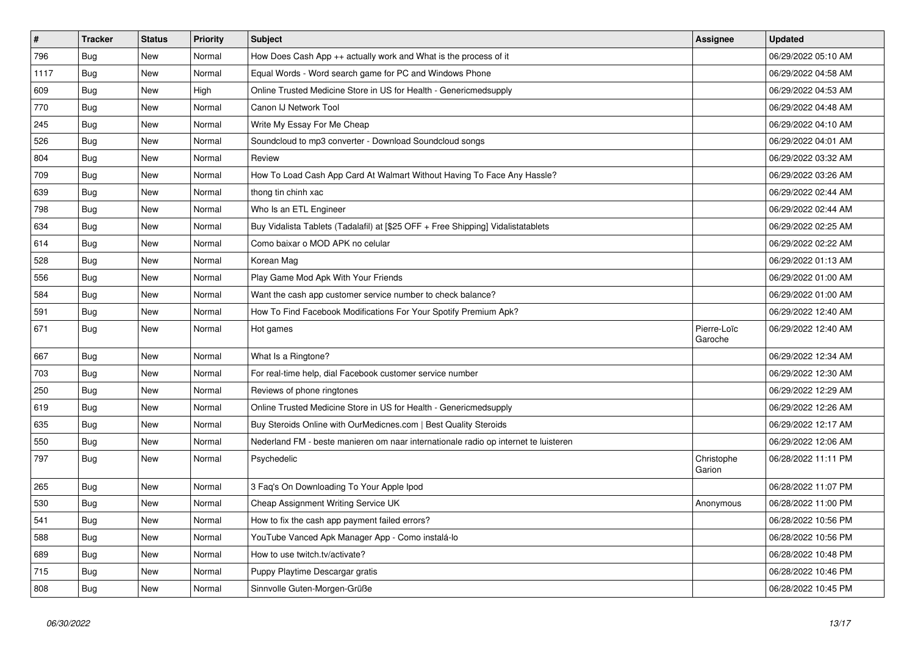| # | Tracker | Status | Priority | Subject | Assignee | Updated |
|---|---|---|---|---|---|---|
| 796 | Bug | New | Normal | How Does Cash App ++ actually work and What is the process of it | | 06/29/2022 05:10 AM |
| 1117 | Bug | New | Normal | Equal Words - Word search game for PC and Windows Phone | | 06/29/2022 04:58 AM |
| 609 | Bug | New | High | Online Trusted Medicine Store in US for Health - Genericmedsupply | | 06/29/2022 04:53 AM |
| 770 | Bug | New | Normal | Canon IJ Network Tool | | 06/29/2022 04:48 AM |
| 245 | Bug | New | Normal | Write My Essay For Me Cheap | | 06/29/2022 04:10 AM |
| 526 | Bug | New | Normal | Soundcloud to mp3 converter - Download Soundcloud songs | | 06/29/2022 04:01 AM |
| 804 | Bug | New | Normal | Review | | 06/29/2022 03:32 AM |
| 709 | Bug | New | Normal | How To Load Cash App Card At Walmart Without Having To Face Any Hassle? | | 06/29/2022 03:26 AM |
| 639 | Bug | New | Normal | thong tin chinh xac | | 06/29/2022 02:44 AM |
| 798 | Bug | New | Normal | Who Is an ETL Engineer | | 06/29/2022 02:44 AM |
| 634 | Bug | New | Normal | Buy Vidalista Tablets (Tadalafil) at [$25 OFF + Free Shipping] Vidalistatablets | | 06/29/2022 02:25 AM |
| 614 | Bug | New | Normal | Como baixar o MOD APK no celular | | 06/29/2022 02:22 AM |
| 528 | Bug | New | Normal | Korean Mag | | 06/29/2022 01:13 AM |
| 556 | Bug | New | Normal | Play Game Mod Apk With Your Friends | | 06/29/2022 01:00 AM |
| 584 | Bug | New | Normal | Want the cash app customer service number to check balance? | | 06/29/2022 01:00 AM |
| 591 | Bug | New | Normal | How To Find Facebook Modifications For Your Spotify Premium Apk? | | 06/29/2022 12:40 AM |
| 671 | Bug | New | Normal | Hot games | Pierre-Loïc Garoche | 06/29/2022 12:40 AM |
| 667 | Bug | New | Normal | What Is a Ringtone? | | 06/29/2022 12:34 AM |
| 703 | Bug | New | Normal | For real-time help, dial Facebook customer service number | | 06/29/2022 12:30 AM |
| 250 | Bug | New | Normal | Reviews of phone ringtones | | 06/29/2022 12:29 AM |
| 619 | Bug | New | Normal | Online Trusted Medicine Store in US for Health - Genericmedsupply | | 06/29/2022 12:26 AM |
| 635 | Bug | New | Normal | Buy Steroids Online with OurMedicnes.com \| Best Quality Steroids | | 06/29/2022 12:17 AM |
| 550 | Bug | New | Normal | Nederland FM - beste manieren om naar internationale radio op internet te luisteren | | 06/29/2022 12:06 AM |
| 797 | Bug | New | Normal | Psychedelic | Christophe Garion | 06/28/2022 11:11 PM |
| 265 | Bug | New | Normal | 3 Faq's On Downloading To Your Apple Ipod | | 06/28/2022 11:07 PM |
| 530 | Bug | New | Normal | Cheap Assignment Writing Service UK | Anonymous | 06/28/2022 11:00 PM |
| 541 | Bug | New | Normal | How to fix the cash app payment failed errors? | | 06/28/2022 10:56 PM |
| 588 | Bug | New | Normal | YouTube Vanced Apk Manager App - Como instalá-lo | | 06/28/2022 10:56 PM |
| 689 | Bug | New | Normal | How to use twitch.tv/activate? | | 06/28/2022 10:48 PM |
| 715 | Bug | New | Normal | Puppy Playtime Descargar gratis | | 06/28/2022 10:46 PM |
| 808 | Bug | New | Normal | Sinnvolle Guten-Morgen-Grüße | | 06/28/2022 10:45 PM |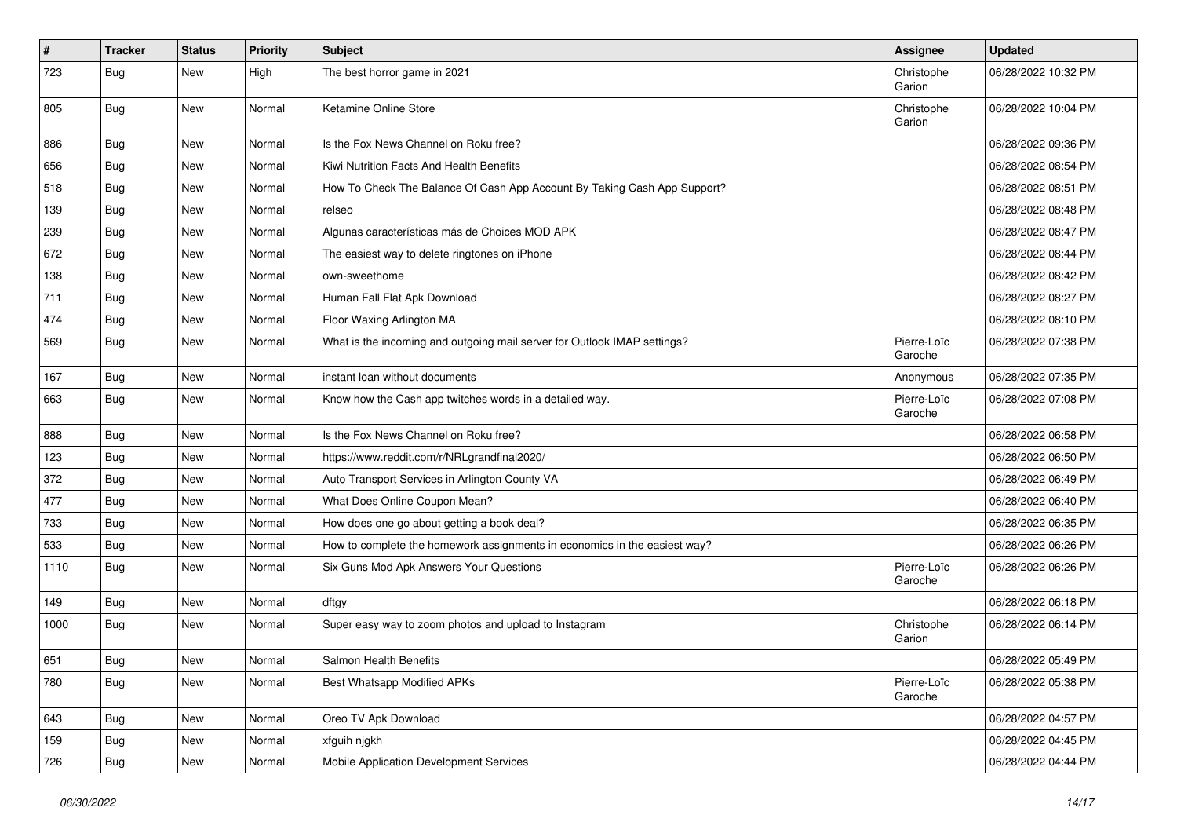| # | Tracker | Status | Priority | Subject | Assignee | Updated |
|---|---|---|---|---|---|---|
| 723 | Bug | New | High | The best horror game in 2021 | Christophe Garion | 06/28/2022 10:32 PM |
| 805 | Bug | New | Normal | Ketamine Online Store | Christophe Garion | 06/28/2022 10:04 PM |
| 886 | Bug | New | Normal | Is the Fox News Channel on Roku free? | | 06/28/2022 09:36 PM |
| 656 | Bug | New | Normal | Kiwi Nutrition Facts And Health Benefits | | 06/28/2022 08:54 PM |
| 518 | Bug | New | Normal | How To Check The Balance Of Cash App Account By Taking Cash App Support? | | 06/28/2022 08:51 PM |
| 139 | Bug | New | Normal | relseo | | 06/28/2022 08:48 PM |
| 239 | Bug | New | Normal | Algunas características más de Choices MOD APK | | 06/28/2022 08:47 PM |
| 672 | Bug | New | Normal | The easiest way to delete ringtones on iPhone | | 06/28/2022 08:44 PM |
| 138 | Bug | New | Normal | own-sweethome | | 06/28/2022 08:42 PM |
| 711 | Bug | New | Normal | Human Fall Flat Apk Download | | 06/28/2022 08:27 PM |
| 474 | Bug | New | Normal | Floor Waxing Arlington MA | | 06/28/2022 08:10 PM |
| 569 | Bug | New | Normal | What is the incoming and outgoing mail server for Outlook IMAP settings? | Pierre-Loïc Garoche | 06/28/2022 07:38 PM |
| 167 | Bug | New | Normal | instant loan without documents | Anonymous | 06/28/2022 07:35 PM |
| 663 | Bug | New | Normal | Know how the Cash app twitches words in a detailed way. | Pierre-Loïc Garoche | 06/28/2022 07:08 PM |
| 888 | Bug | New | Normal | Is the Fox News Channel on Roku free? | | 06/28/2022 06:58 PM |
| 123 | Bug | New | Normal | https://www.reddit.com/r/NRLgrandfinal2020/ | | 06/28/2022 06:50 PM |
| 372 | Bug | New | Normal | Auto Transport Services in Arlington County VA | | 06/28/2022 06:49 PM |
| 477 | Bug | New | Normal | What Does Online Coupon Mean? | | 06/28/2022 06:40 PM |
| 733 | Bug | New | Normal | How does one go about getting a book deal? | | 06/28/2022 06:35 PM |
| 533 | Bug | New | Normal | How to complete the homework assignments in economics in the easiest way? | | 06/28/2022 06:26 PM |
| 1110 | Bug | New | Normal | Six Guns Mod Apk Answers Your Questions | Pierre-Loïc Garoche | 06/28/2022 06:26 PM |
| 149 | Bug | New | Normal | dftgy | | 06/28/2022 06:18 PM |
| 1000 | Bug | New | Normal | Super easy way to zoom photos and upload to Instagram | Christophe Garion | 06/28/2022 06:14 PM |
| 651 | Bug | New | Normal | Salmon Health Benefits | | 06/28/2022 05:49 PM |
| 780 | Bug | New | Normal | Best Whatsapp Modified APKs | Pierre-Loïc Garoche | 06/28/2022 05:38 PM |
| 643 | Bug | New | Normal | Oreo TV Apk Download | | 06/28/2022 04:57 PM |
| 159 | Bug | New | Normal | xfguih njgkh | | 06/28/2022 04:45 PM |
| 726 | Bug | New | Normal | Mobile Application Development Services | | 06/28/2022 04:44 PM |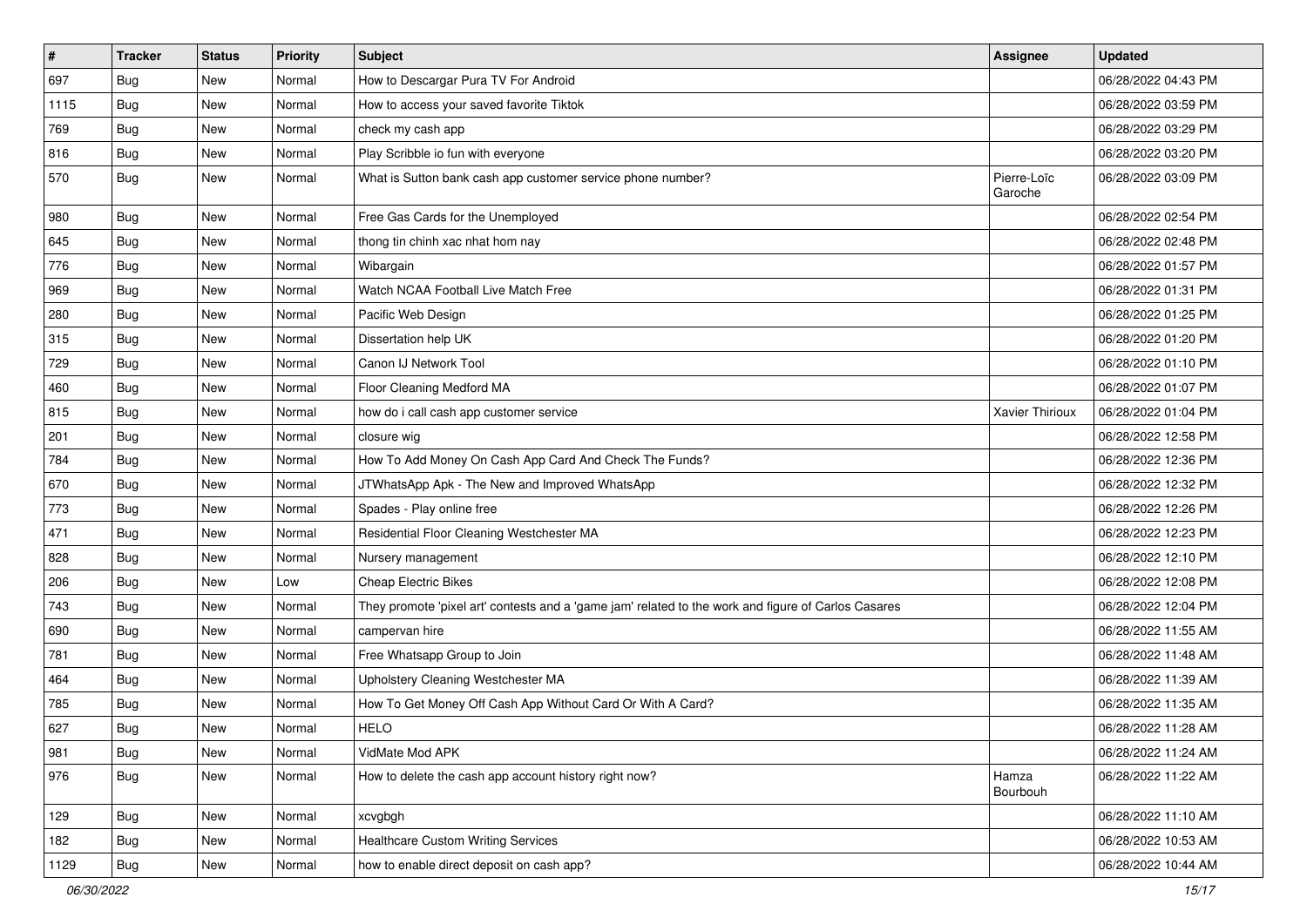| # | Tracker | Status | Priority | Subject | Assignee | Updated |
|---|---|---|---|---|---|---|
| 697 | Bug | New | Normal | How to Descargar Pura TV For Android | | 06/28/2022 04:43 PM |
| 1115 | Bug | New | Normal | How to access your saved favorite Tiktok | | 06/28/2022 03:59 PM |
| 769 | Bug | New | Normal | check my cash app | | 06/28/2022 03:29 PM |
| 816 | Bug | New | Normal | Play Scribble io fun with everyone | | 06/28/2022 03:20 PM |
| 570 | Bug | New | Normal | What is Sutton bank cash app customer service phone number? | Pierre-Loïc Garoche | 06/28/2022 03:09 PM |
| 980 | Bug | New | Normal | Free Gas Cards for the Unemployed | | 06/28/2022 02:54 PM |
| 645 | Bug | New | Normal | thong tin chinh xac nhat hom nay | | 06/28/2022 02:48 PM |
| 776 | Bug | New | Normal | Wibargain | | 06/28/2022 01:57 PM |
| 969 | Bug | New | Normal | Watch NCAA Football Live Match Free | | 06/28/2022 01:31 PM |
| 280 | Bug | New | Normal | Pacific Web Design | | 06/28/2022 01:25 PM |
| 315 | Bug | New | Normal | Dissertation help UK | | 06/28/2022 01:20 PM |
| 729 | Bug | New | Normal | Canon IJ Network Tool | | 06/28/2022 01:10 PM |
| 460 | Bug | New | Normal | Floor Cleaning Medford MA | | 06/28/2022 01:07 PM |
| 815 | Bug | New | Normal | how do i call cash app customer service | Xavier Thirioux | 06/28/2022 01:04 PM |
| 201 | Bug | New | Normal | closure wig | | 06/28/2022 12:58 PM |
| 784 | Bug | New | Normal | How To Add Money On Cash App Card And Check The Funds? | | 06/28/2022 12:36 PM |
| 670 | Bug | New | Normal | JTWhatsApp Apk - The New and Improved WhatsApp | | 06/28/2022 12:32 PM |
| 773 | Bug | New | Normal | Spades - Play online free | | 06/28/2022 12:26 PM |
| 471 | Bug | New | Normal | Residential Floor Cleaning Westchester MA | | 06/28/2022 12:23 PM |
| 828 | Bug | New | Normal | Nursery management | | 06/28/2022 12:10 PM |
| 206 | Bug | New | Low | Cheap Electric Bikes | | 06/28/2022 12:08 PM |
| 743 | Bug | New | Normal | They promote 'pixel art' contests and a 'game jam' related to the work and figure of Carlos Casares | | 06/28/2022 12:04 PM |
| 690 | Bug | New | Normal | campervan hire | | 06/28/2022 11:55 AM |
| 781 | Bug | New | Normal | Free Whatsapp Group to Join | | 06/28/2022 11:48 AM |
| 464 | Bug | New | Normal | Upholstery Cleaning Westchester MA | | 06/28/2022 11:39 AM |
| 785 | Bug | New | Normal | How To Get Money Off Cash App Without Card Or With A Card? | | 06/28/2022 11:35 AM |
| 627 | Bug | New | Normal | HELO | | 06/28/2022 11:28 AM |
| 981 | Bug | New | Normal | VidMate Mod APK | | 06/28/2022 11:24 AM |
| 976 | Bug | New | Normal | How to delete the cash app account history right now? | Hamza Bourbouh | 06/28/2022 11:22 AM |
| 129 | Bug | New | Normal | xcvgbgh | | 06/28/2022 11:10 AM |
| 182 | Bug | New | Normal | Healthcare Custom Writing Services | | 06/28/2022 10:53 AM |
| 1129 | Bug | New | Normal | how to enable direct deposit on cash app? | | 06/28/2022 10:44 AM |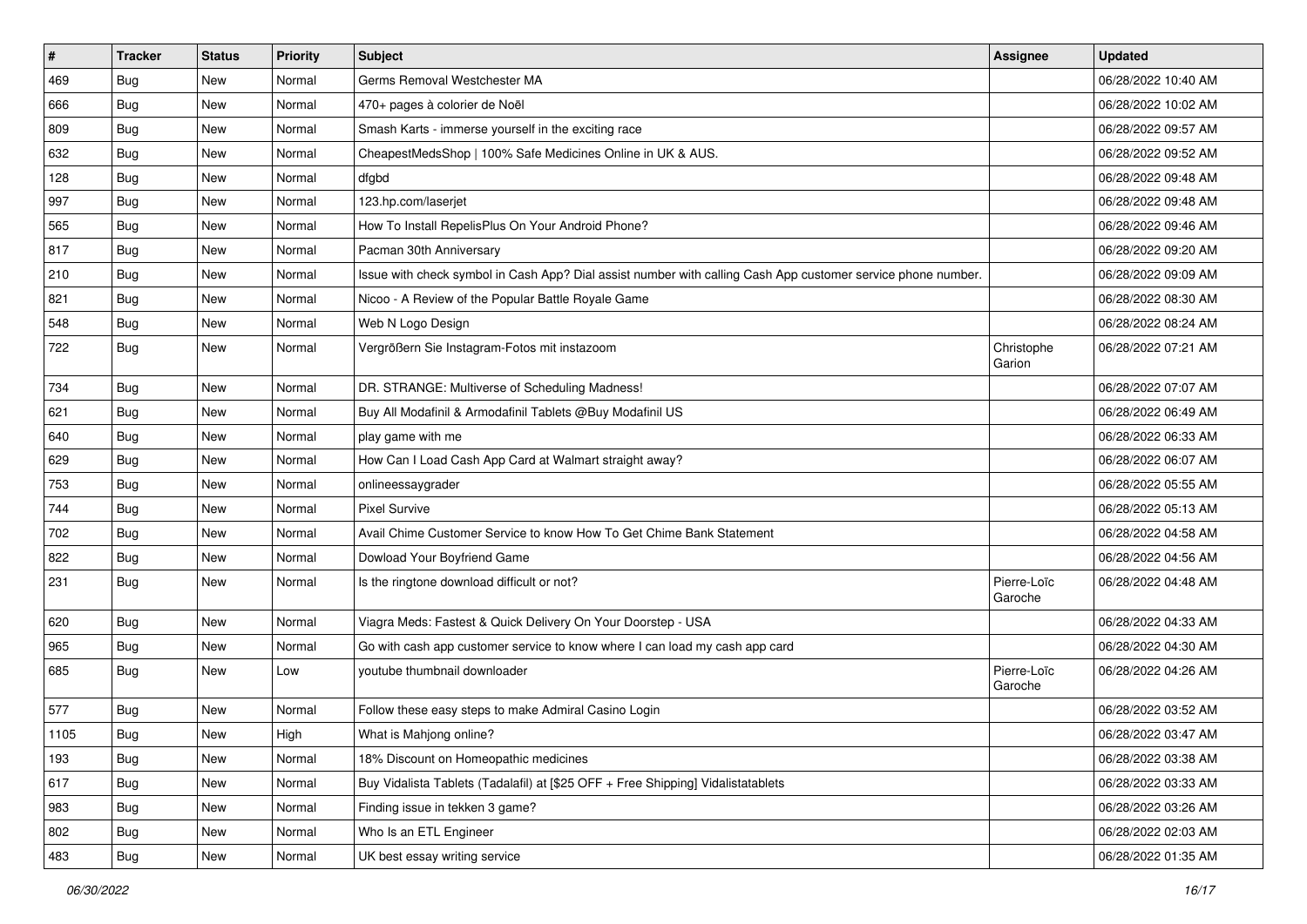| # | Tracker | Status | Priority | Subject | Assignee | Updated |
|---|---|---|---|---|---|---|
| 469 | Bug | New | Normal | Germs Removal Westchester MA | | 06/28/2022 10:40 AM |
| 666 | Bug | New | Normal | 470+ pages à colorier de Noël | | 06/28/2022 10:02 AM |
| 809 | Bug | New | Normal | Smash Karts - immerse yourself in the exciting race | | 06/28/2022 09:57 AM |
| 632 | Bug | New | Normal | CheapestMedsShop \| 100% Safe Medicines Online in UK & AUS. | | 06/28/2022 09:52 AM |
| 128 | Bug | New | Normal | dfgbd | | 06/28/2022 09:48 AM |
| 997 | Bug | New | Normal | 123.hp.com/laserjet | | 06/28/2022 09:48 AM |
| 565 | Bug | New | Normal | How To Install RepelisPlus On Your Android Phone? | | 06/28/2022 09:46 AM |
| 817 | Bug | New | Normal | Pacman 30th Anniversary | | 06/28/2022 09:20 AM |
| 210 | Bug | New | Normal | Issue with check symbol in Cash App? Dial assist number with calling Cash App customer service phone number. | | 06/28/2022 09:09 AM |
| 821 | Bug | New | Normal | Nicoo - A Review of the Popular Battle Royale Game | | 06/28/2022 08:30 AM |
| 548 | Bug | New | Normal | Web N Logo Design | | 06/28/2022 08:24 AM |
| 722 | Bug | New | Normal | Vergrößern Sie Instagram-Fotos mit instazoom | Christophe Garion | 06/28/2022 07:21 AM |
| 734 | Bug | New | Normal | DR. STRANGE: Multiverse of Scheduling Madness! | | 06/28/2022 07:07 AM |
| 621 | Bug | New | Normal | Buy All Modafinil & Armodafinil Tablets @Buy Modafinil US | | 06/28/2022 06:49 AM |
| 640 | Bug | New | Normal | play game with me | | 06/28/2022 06:33 AM |
| 629 | Bug | New | Normal | How Can I Load Cash App Card at Walmart straight away? | | 06/28/2022 06:07 AM |
| 753 | Bug | New | Normal | onlineessaygrader | | 06/28/2022 05:55 AM |
| 744 | Bug | New | Normal | Pixel Survive | | 06/28/2022 05:13 AM |
| 702 | Bug | New | Normal | Avail Chime Customer Service to know How To Get Chime Bank Statement | | 06/28/2022 04:58 AM |
| 822 | Bug | New | Normal | Dowload Your Boyfriend Game | | 06/28/2022 04:56 AM |
| 231 | Bug | New | Normal | Is the ringtone download difficult or not? | Pierre-Loïc Garoche | 06/28/2022 04:48 AM |
| 620 | Bug | New | Normal | Viagra Meds: Fastest & Quick Delivery On Your Doorstep - USA | | 06/28/2022 04:33 AM |
| 965 | Bug | New | Normal | Go with cash app customer service to know where I can load my cash app card | | 06/28/2022 04:30 AM |
| 685 | Bug | New | Low | youtube thumbnail downloader | Pierre-Loïc Garoche | 06/28/2022 04:26 AM |
| 577 | Bug | New | Normal | Follow these easy steps to make Admiral Casino Login | | 06/28/2022 03:52 AM |
| 1105 | Bug | New | High | What is Mahjong online? | | 06/28/2022 03:47 AM |
| 193 | Bug | New | Normal | 18% Discount on Homeopathic medicines | | 06/28/2022 03:38 AM |
| 617 | Bug | New | Normal | Buy Vidalista Tablets (Tadalafil) at [$25 OFF + Free Shipping] Vidalistatablets | | 06/28/2022 03:33 AM |
| 983 | Bug | New | Normal | Finding issue in tekken 3 game? | | 06/28/2022 03:26 AM |
| 802 | Bug | New | Normal | Who Is an ETL Engineer | | 06/28/2022 02:03 AM |
| 483 | Bug | New | Normal | UK best essay writing service | | 06/28/2022 01:35 AM |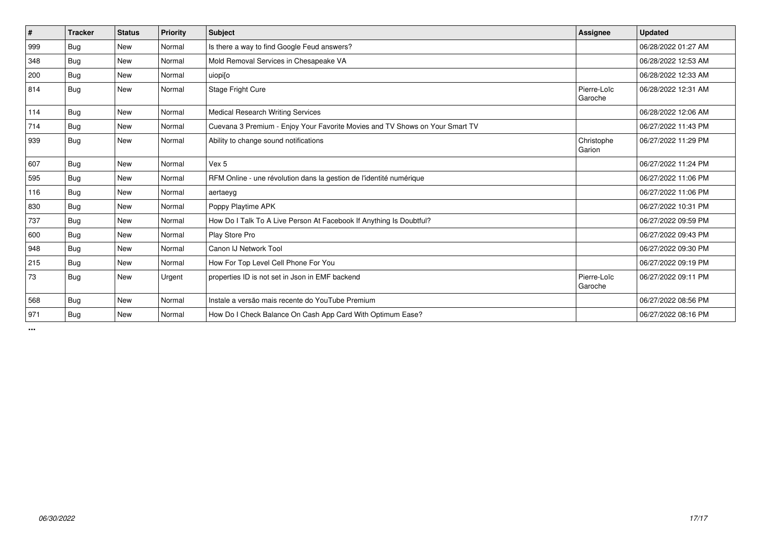| # | Tracker | Status | Priority | Subject | Assignee | Updated |
|---|---|---|---|---|---|---|
| 999 | Bug | New | Normal | Is there a way to find Google Feud answers? | | 06/28/2022 01:27 AM |
| 348 | Bug | New | Normal | Mold Removal Services in Chesapeake VA | | 06/28/2022 12:53 AM |
| 200 | Bug | New | Normal | uiopi[o | | 06/28/2022 12:33 AM |
| 814 | Bug | New | Normal | Stage Fright Cure | Pierre-Loïc Garoche | 06/28/2022 12:31 AM |
| 114 | Bug | New | Normal | Medical Research Writing Services | | 06/28/2022 12:06 AM |
| 714 | Bug | New | Normal | Cuevana 3 Premium - Enjoy Your Favorite Movies and TV Shows on Your Smart TV | | 06/27/2022 11:43 PM |
| 939 | Bug | New | Normal | Ability to change sound notifications | Christophe Garion | 06/27/2022 11:29 PM |
| 607 | Bug | New | Normal | Vex 5 | | 06/27/2022 11:24 PM |
| 595 | Bug | New | Normal | RFM Online - une révolution dans la gestion de l'identité numérique | | 06/27/2022 11:06 PM |
| 116 | Bug | New | Normal | aertaeyg | | 06/27/2022 11:06 PM |
| 830 | Bug | New | Normal | Poppy Playtime APK | | 06/27/2022 10:31 PM |
| 737 | Bug | New | Normal | How Do I Talk To A Live Person At Facebook If Anything Is Doubtful? | | 06/27/2022 09:59 PM |
| 600 | Bug | New | Normal | Play Store Pro | | 06/27/2022 09:43 PM |
| 948 | Bug | New | Normal | Canon IJ Network Tool | | 06/27/2022 09:30 PM |
| 215 | Bug | New | Normal | How For Top Level Cell Phone For You | | 06/27/2022 09:19 PM |
| 73 | Bug | New | Urgent | properties ID is not set in Json in EMF backend | Pierre-Loïc Garoche | 06/27/2022 09:11 PM |
| 568 | Bug | New | Normal | Instale a versão mais recente do YouTube Premium | | 06/27/2022 08:56 PM |
| 971 | Bug | New | Normal | How Do I Check Balance On Cash App Card With Optimum Ease? | | 06/27/2022 08:16 PM |

...